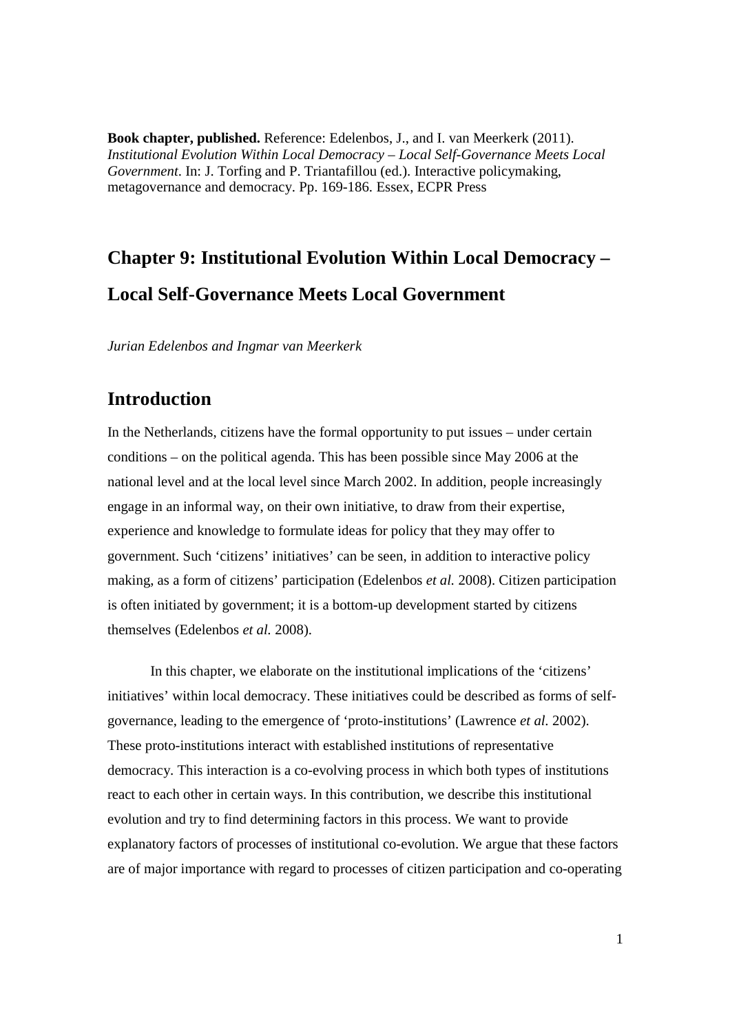**Book chapter, published.** Reference: Edelenbos, J., and I. van Meerkerk (2011). *Institutional Evolution Within Local Democracy – Local Self-Governance Meets Local Government*. In: J. Torfing and P. Triantafillou (ed.). Interactive policymaking, metagovernance and democracy. Pp. 169-186. Essex, ECPR Press

# Chapter 9: Institutional Evolution Within Local Democracy – Local Self-Governance Meets Local Government

*Jurian Edelenbos and Ingmar van Meerkerk*

## Introduction

In the Netherlands, citizens have the formal opportunity to put issues – under certain conditions – on the political agenda. This has been possible since May 2006 at the national level and at the local level since March 2002. In addition, people increasingly engage in an informal way, on their own initiative, to draw from their expertise, experience and knowledge to formulate ideas for policy that they may offer to government. Such 'citizens' initiatives' can be seen, in addition to interactive policy making, as a form of citizens' participation (Edelenbos *et al.* 2008). Citizen participation is often initiated by government; it is a bottom-up development started by citizens themselves (Edelenbos *et al.* 2008).

In this chapter, we elaborate on the institutional implications of the 'citizens' initiatives' within local democracy. These initiatives could be described as forms of self-governance, leading to the emergence of 'proto-institutions' (Lawrence *et al.* 2002). These proto-institutions interact with established institutions of representative democracy. This interaction is a co-evolving process in which both types of institutions react to each other in certain ways. In this contribution, we describe this institutional evolution and try to find determining factors in this process. We want to provide explanatory factors of processes of institutional co-evolution. We argue that these factors are of major importance with regard to processes of citizen participation and co-operating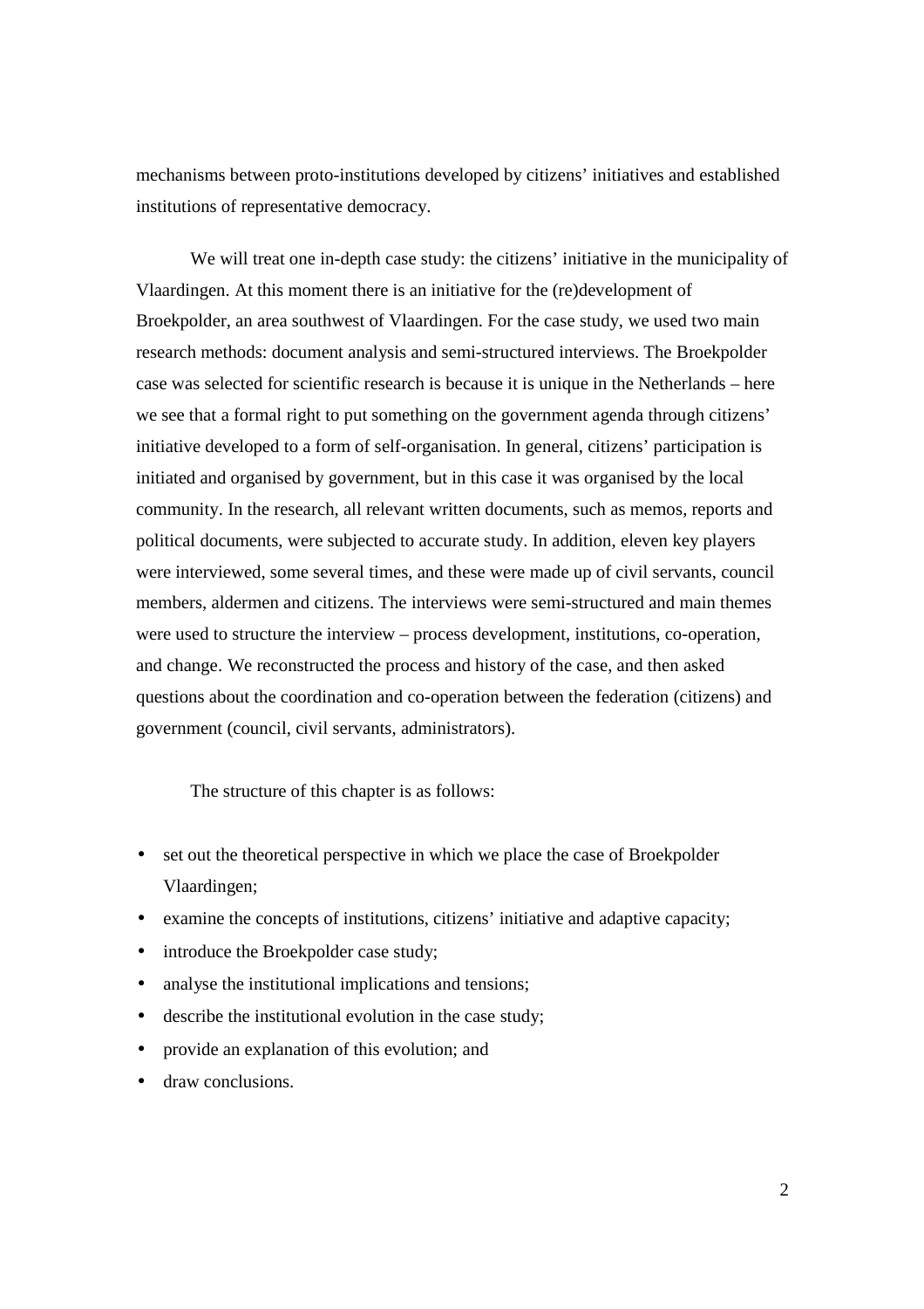mechanisms between proto-institutions developed by citizens' initiatives and established institutions of representative democracy.

We will treat one in-depth case study: the citizens' initiative in the municipality of Vlaardingen. At this moment there is an initiative for the (re)development of Broekpolder, an area southwest of Vlaardingen. For the case study, we used two main research methods: document analysis and semi-structured interviews. The Broekpolder case was selected for scientific research is because it is unique in the Netherlands – here we see that a formal right to put something on the government agenda through citizens' initiative developed to a form of self-organisation. In general, citizens' participation is initiated and organised by government, but in this case it was organised by the local community. In the research, all relevant written documents, such as memos, reports and political documents, were subjected to accurate study. In addition, eleven key players were interviewed, some several times, and these were made up of civil servants, council members, aldermen and citizens. The interviews were semi-structured and main themes were used to structure the interview – process development, institutions, co-operation, and change. We reconstructed the process and history of the case, and then asked questions about the coordination and co-operation between the federation (citizens) and government (council, civil servants, administrators).

The structure of this chapter is as follows:

- set out the theoretical perspective in which we place the case of Broekpolder Vlaardingen;
- examine the concepts of institutions, citizens' initiative and adaptive capacity;
- introduce the Broekpolder case study;
- analyse the institutional implications and tensions;
- describe the institutional evolution in the case study;
- provide an explanation of this evolution; and
- draw conclusions.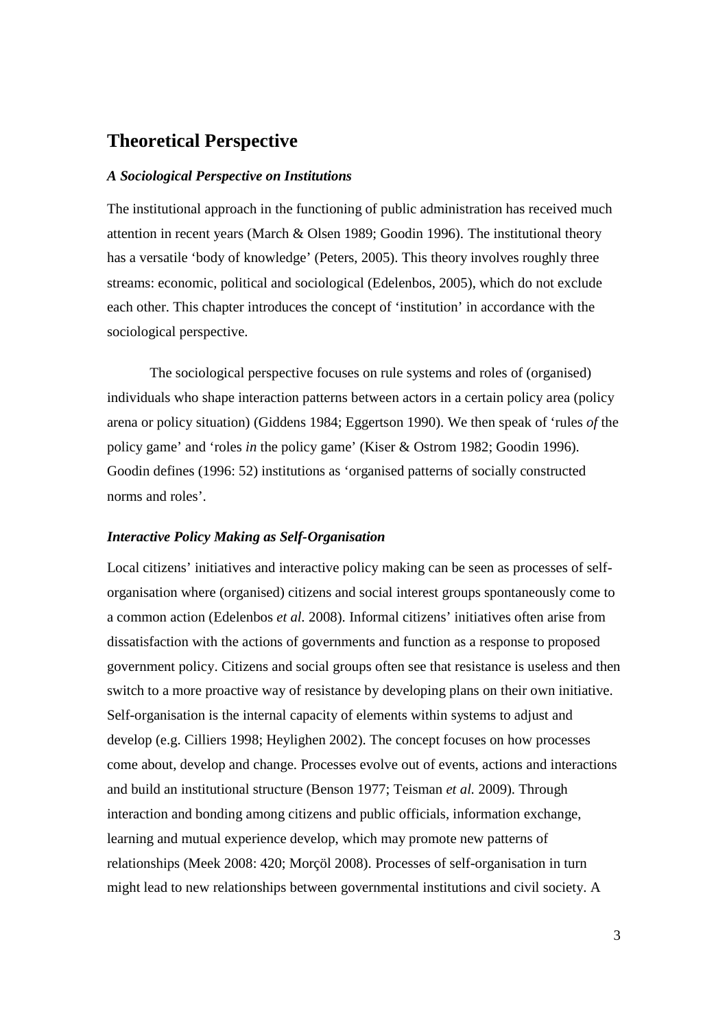## Theoretical Perspective

### *A Sociological Perspective on Institutions*

The institutional approach in the functioning of public administration has received much attention in recent years (March & Olsen 1989; Goodin 1996). The institutional theory has a versatile 'body of knowledge' (Peters, 2005). This theory involves roughly three streams: economic, political and sociological (Edelenbos, 2005), which do not exclude each other. This chapter introduces the concept of 'institution' in accordance with the sociological perspective.

The sociological perspective focuses on rule systems and roles of (organised) individuals who shape interaction patterns between actors in a certain policy area (policy arena or policy situation) (Giddens 1984; Eggertson 1990). We then speak of 'rules *of* the policy game' and 'roles *in* the policy game' (Kiser & Ostrom 1982; Goodin 1996). Goodin defines (1996: 52) institutions as 'organised patterns of socially constructed norms and roles'.

### *Interactive Policy Making as Self-Organisation*

Local citizens' initiatives and interactive policy making can be seen as processes of self-organisation where (organised) citizens and social interest groups spontaneously come to a common action (Edelenbos *et al*. 2008). Informal citizens' initiatives often arise from dissatisfaction with the actions of governments and function as a response to proposed government policy. Citizens and social groups often see that resistance is useless and then switch to a more proactive way of resistance by developing plans on their own initiative. Self-organisation is the internal capacity of elements within systems to adjust and develop (e.g. Cilliers 1998; Heylighen 2002). The concept focuses on how processes come about, develop and change. Processes evolve out of events, actions and interactions and build an institutional structure (Benson 1977; Teisman *et al.* 2009). Through interaction and bonding among citizens and public officials, information exchange, learning and mutual experience develop, which may promote new patterns of relationships (Meek 2008: 420; Morçöl 2008). Processes of self-organisation in turn might lead to new relationships between governmental institutions and civil society. A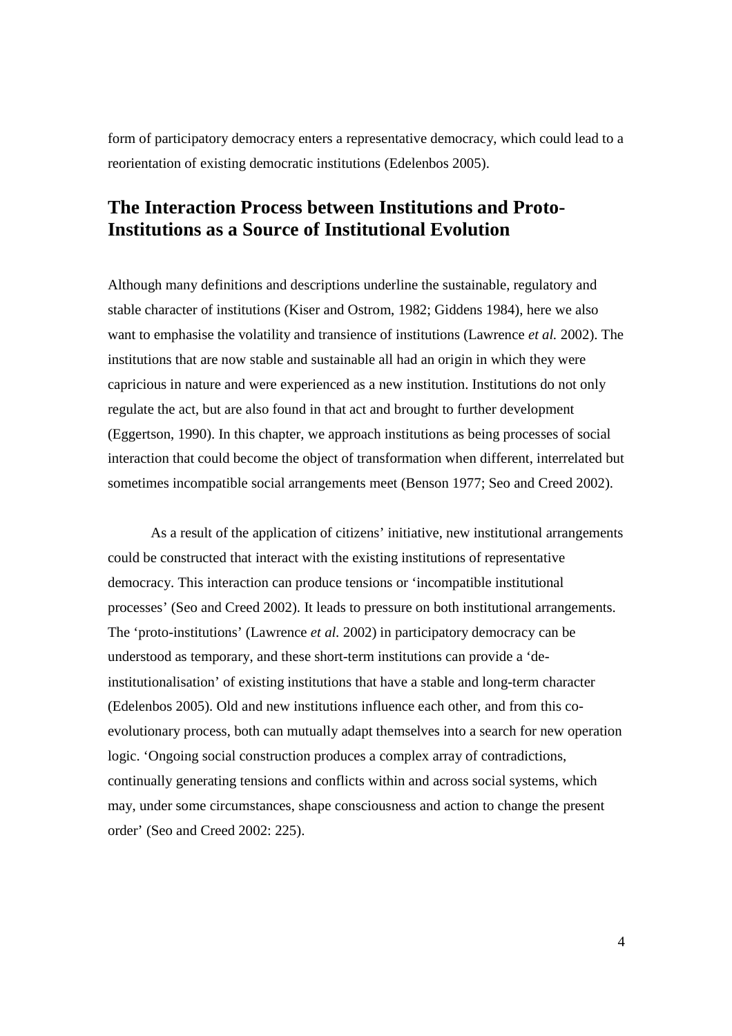form of participatory democracy enters a representative democracy, which could lead to a reorientation of existing democratic institutions (Edelenbos 2005).

## The Interaction Process between Institutions and Proto-Institutions as a Source of Institutional Evolution

Although many definitions and descriptions underline the sustainable, regulatory and stable character of institutions (Kiser and Ostrom, 1982; Giddens 1984), here we also want to emphasise the volatility and transience of institutions (Lawrence *et al.* 2002). The institutions that are now stable and sustainable all had an origin in which they were capricious in nature and were experienced as a new institution. Institutions do not only regulate the act, but are also found in that act and brought to further development (Eggertson, 1990). In this chapter, we approach institutions as being processes of social interaction that could become the object of transformation when different, interrelated but sometimes incompatible social arrangements meet (Benson 1977; Seo and Creed 2002).

As a result of the application of citizens' initiative, new institutional arrangements could be constructed that interact with the existing institutions of representative democracy. This interaction can produce tensions or 'incompatible institutional processes' (Seo and Creed 2002). It leads to pressure on both institutional arrangements. The 'proto-institutions' (Lawrence *et al.* 2002) in participatory democracy can be understood as temporary, and these short-term institutions can provide a 'de-institutionalisation' of existing institutions that have a stable and long-term character (Edelenbos 2005). Old and new institutions influence each other, and from this co-evolutionary process, both can mutually adapt themselves into a search for new operation logic. 'Ongoing social construction produces a complex array of contradictions, continually generating tensions and conflicts within and across social systems, which may, under some circumstances, shape consciousness and action to change the present order' (Seo and Creed 2002: 225).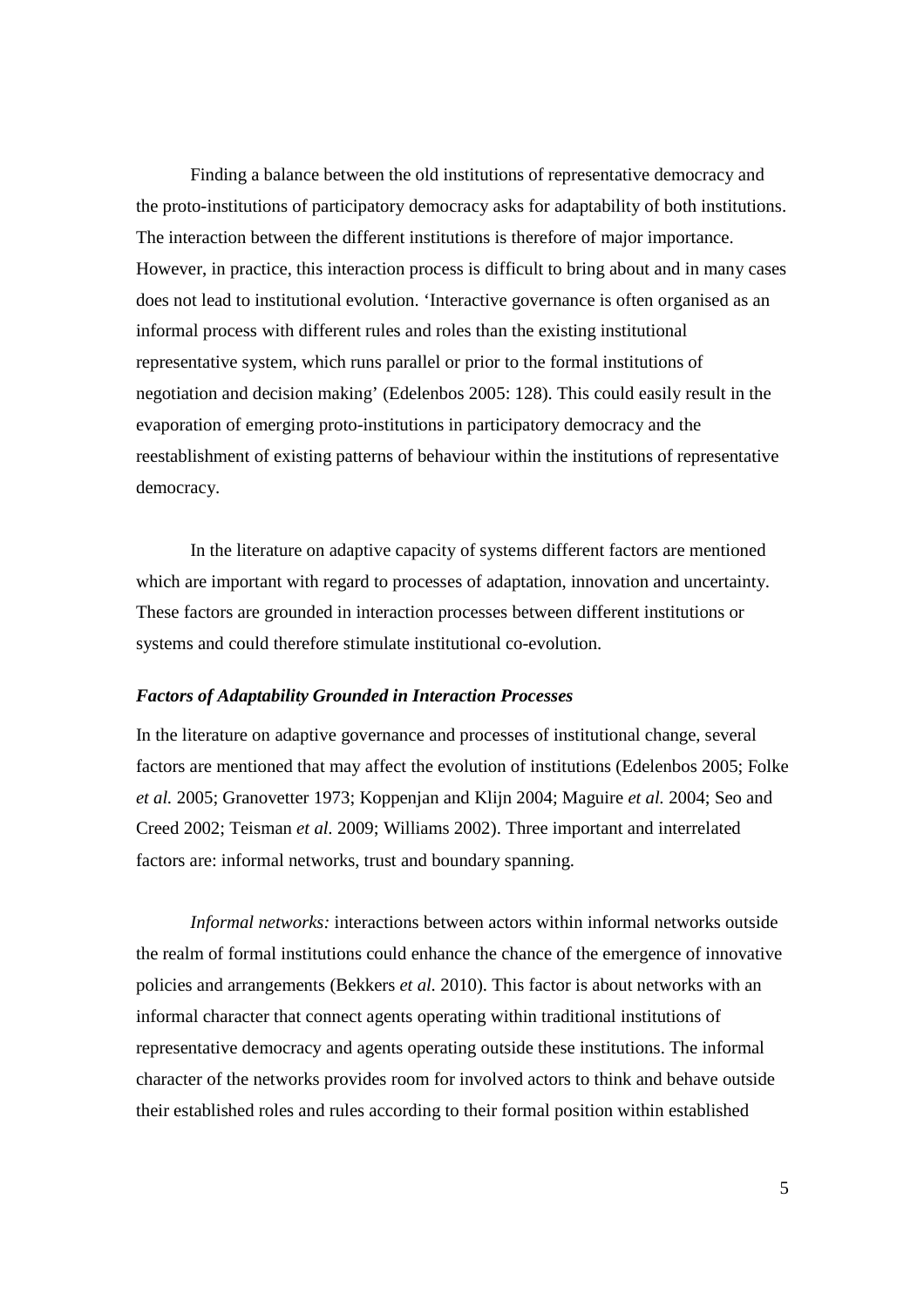Finding a balance between the old institutions of representative democracy and the proto-institutions of participatory democracy asks for adaptability of both institutions. The interaction between the different institutions is therefore of major importance. However, in practice, this interaction process is difficult to bring about and in many cases does not lead to institutional evolution. 'Interactive governance is often organised as an informal process with different rules and roles than the existing institutional representative system, which runs parallel or prior to the formal institutions of negotiation and decision making' (Edelenbos 2005: 128). This could easily result in the evaporation of emerging proto-institutions in participatory democracy and the reestablishment of existing patterns of behaviour within the institutions of representative democracy.

In the literature on adaptive capacity of systems different factors are mentioned which are important with regard to processes of adaptation, innovation and uncertainty. These factors are grounded in interaction processes between different institutions or systems and could therefore stimulate institutional co-evolution.

### *Factors of Adaptability Grounded in Interaction Processes*

In the literature on adaptive governance and processes of institutional change, several factors are mentioned that may affect the evolution of institutions (Edelenbos 2005; Folke *et al.* 2005; Granovetter 1973; Koppenjan and Klijn 2004; Maguire *et al.* 2004; Seo and Creed 2002; Teisman *et al*. 2009; Williams 2002). Three important and interrelated factors are: informal networks, trust and boundary spanning.

*Informal networks:* interactions between actors within informal networks outside the realm of formal institutions could enhance the chance of the emergence of innovative policies and arrangements (Bekkers *et al.* 2010). This factor is about networks with an informal character that connect agents operating within traditional institutions of representative democracy and agents operating outside these institutions. The informal character of the networks provides room for involved actors to think and behave outside their established roles and rules according to their formal position within established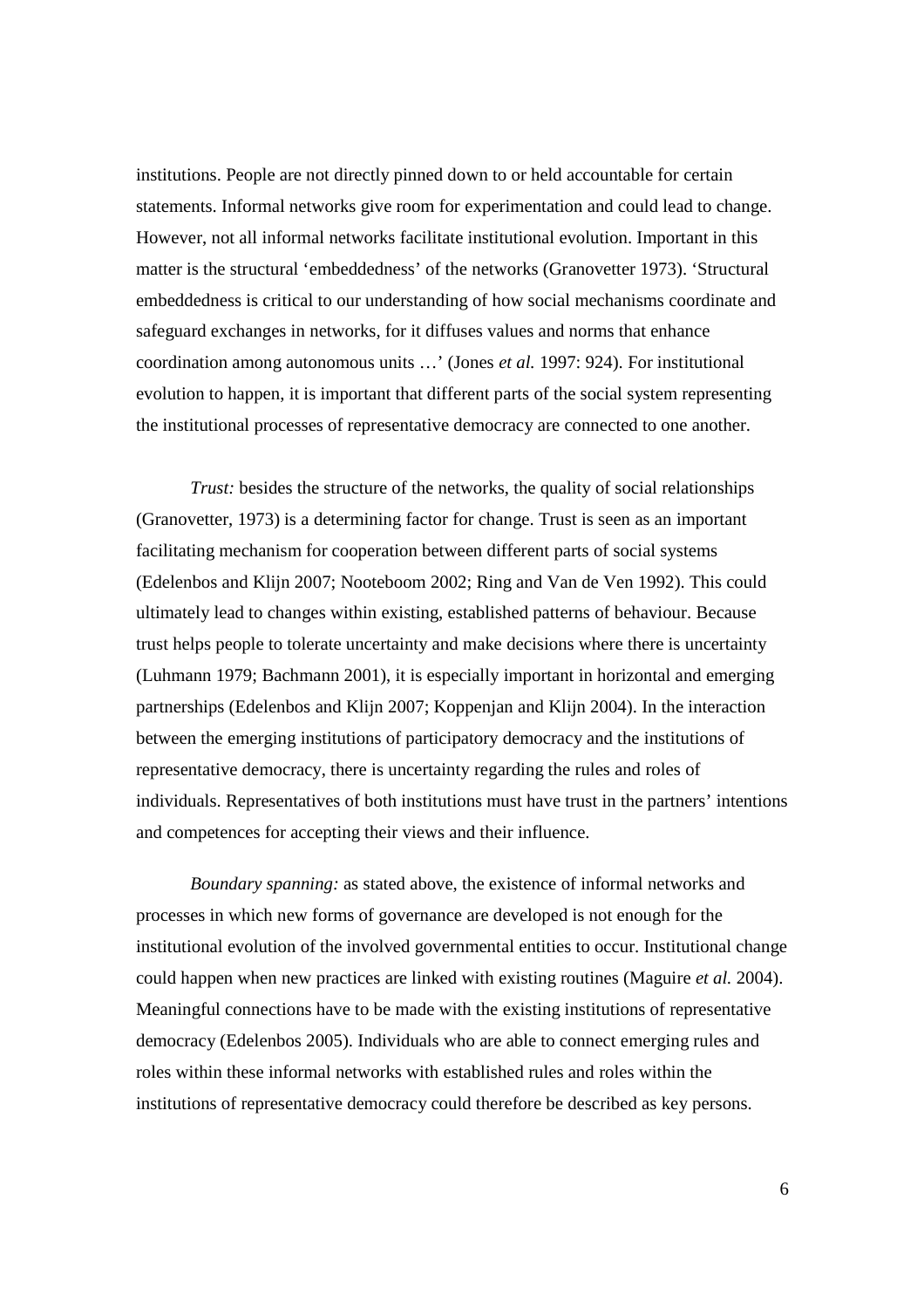institutions. People are not directly pinned down to or held accountable for certain statements. Informal networks give room for experimentation and could lead to change. However, not all informal networks facilitate institutional evolution. Important in this matter is the structural 'embeddedness' of the networks (Granovetter 1973). 'Structural embeddedness is critical to our understanding of how social mechanisms coordinate and safeguard exchanges in networks, for it diffuses values and norms that enhance coordination among autonomous units …' (Jones *et al.* 1997: 924). For institutional evolution to happen, it is important that different parts of the social system representing the institutional processes of representative democracy are connected to one another.

*Trust:* besides the structure of the networks, the quality of social relationships (Granovetter, 1973) is a determining factor for change. Trust is seen as an important facilitating mechanism for cooperation between different parts of social systems (Edelenbos and Klijn 2007; Nooteboom 2002; Ring and Van de Ven 1992). This could ultimately lead to changes within existing, established patterns of behaviour. Because trust helps people to tolerate uncertainty and make decisions where there is uncertainty (Luhmann 1979; Bachmann 2001), it is especially important in horizontal and emerging partnerships (Edelenbos and Klijn 2007; Koppenjan and Klijn 2004). In the interaction between the emerging institutions of participatory democracy and the institutions of representative democracy, there is uncertainty regarding the rules and roles of individuals. Representatives of both institutions must have trust in the partners' intentions and competences for accepting their views and their influence.

*Boundary spanning:* as stated above, the existence of informal networks and processes in which new forms of governance are developed is not enough for the institutional evolution of the involved governmental entities to occur. Institutional change could happen when new practices are linked with existing routines (Maguire *et al.* 2004). Meaningful connections have to be made with the existing institutions of representative democracy (Edelenbos 2005). Individuals who are able to connect emerging rules and roles within these informal networks with established rules and roles within the institutions of representative democracy could therefore be described as key persons.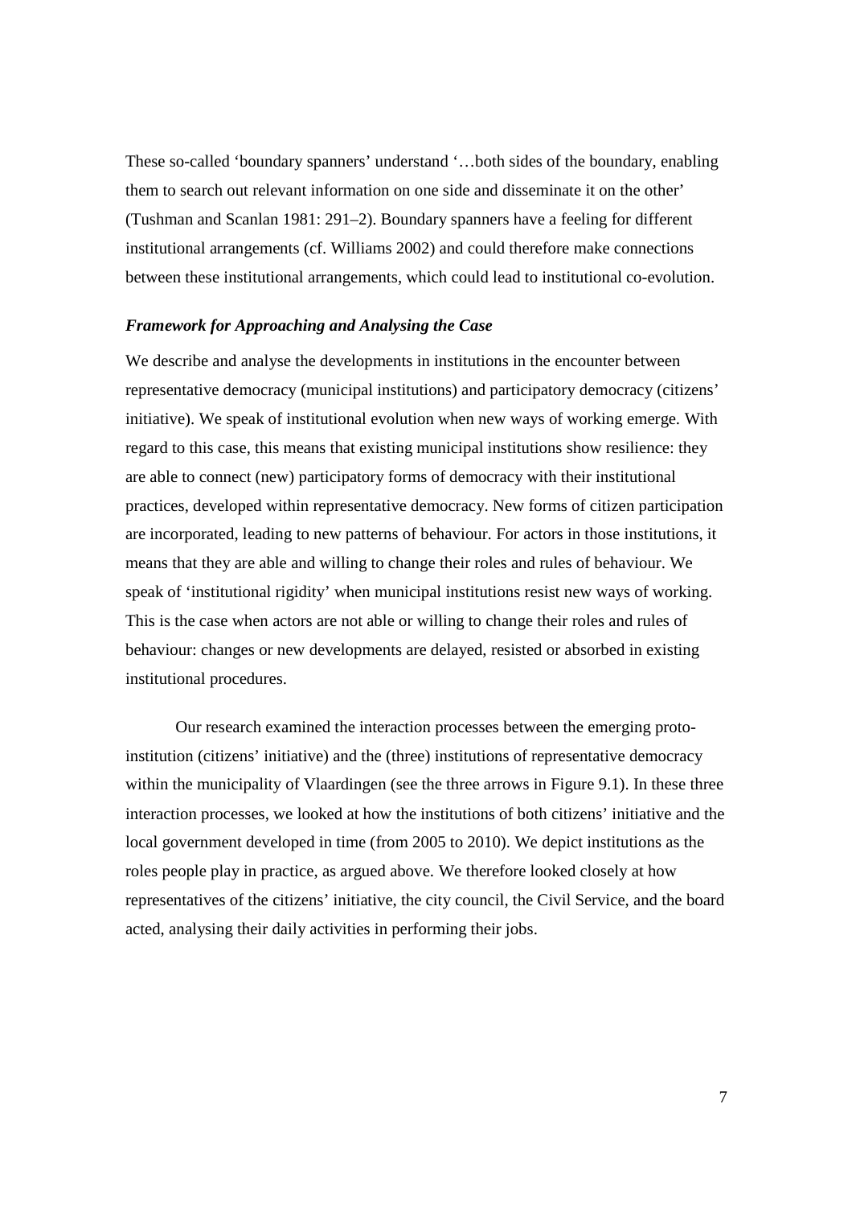These so-called 'boundary spanners' understand '…both sides of the boundary, enabling them to search out relevant information on one side and disseminate it on the other' (Tushman and Scanlan 1981: 291–2). Boundary spanners have a feeling for different institutional arrangements (cf. Williams 2002) and could therefore make connections between these institutional arrangements, which could lead to institutional co-evolution.

### *Framework for Approaching and Analysing the Case*

We describe and analyse the developments in institutions in the encounter between representative democracy (municipal institutions) and participatory democracy (citizens' initiative). We speak of institutional evolution when new ways of working emerge. With regard to this case, this means that existing municipal institutions show resilience: they are able to connect (new) participatory forms of democracy with their institutional practices, developed within representative democracy. New forms of citizen participation are incorporated, leading to new patterns of behaviour. For actors in those institutions, it means that they are able and willing to change their roles and rules of behaviour. We speak of 'institutional rigidity' when municipal institutions resist new ways of working. This is the case when actors are not able or willing to change their roles and rules of behaviour: changes or new developments are delayed, resisted or absorbed in existing institutional procedures.

Our research examined the interaction processes between the emerging proto-institution (citizens' initiative) and the (three) institutions of representative democracy within the municipality of Vlaardingen (see the three arrows in Figure 9.1). In these three interaction processes, we looked at how the institutions of both citizens' initiative and the local government developed in time (from 2005 to 2010). We depict institutions as the roles people play in practice, as argued above. We therefore looked closely at how representatives of the citizens' initiative, the city council, the Civil Service, and the board acted, analysing their daily activities in performing their jobs.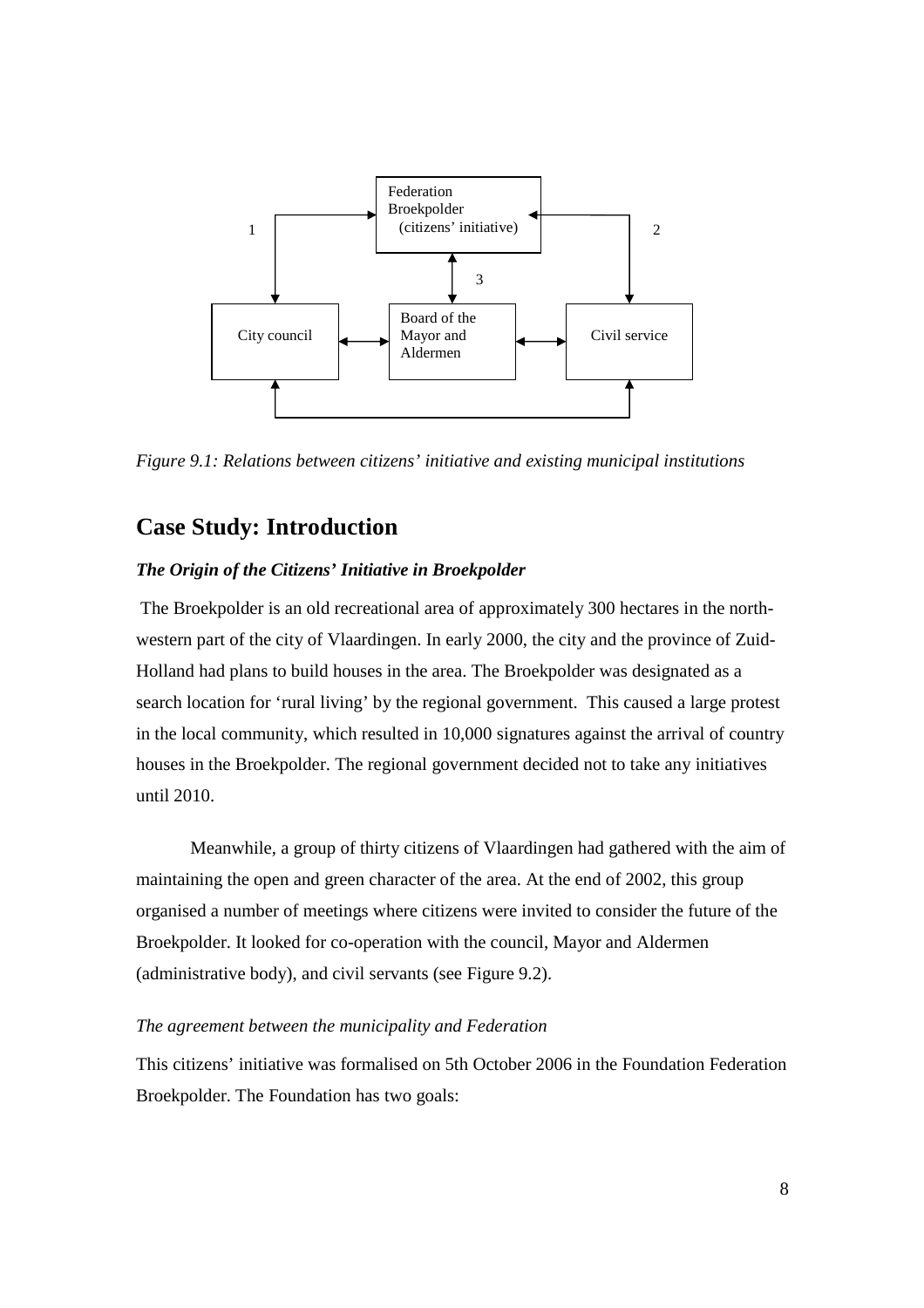*Figure 9.1: Relations between citizens' initiative and existing municipal institutions*

## Case Study: Introduction

### *The Origin of the Citizens' Initiative in Broekpolder*

The Broekpolder is an old recreational area of approximately 300 hectares in the north-western part of the city of Vlaardingen. In early 2000, the city and the province of Zuid-Holland had plans to build houses in the area. The Broekpolder was designated as a search location for 'rural living' by the regional government. This caused a large protest in the local community, which resulted in 10,000 signatures against the arrival of country houses in the Broekpolder. The regional government decided not to take any initiatives until 2010.

Meanwhile, a group of thirty citizens of Vlaardingen had gathered with the aim of maintaining the open and green character of the area. At the end of 2002, this group organised a number of meetings where citizens were invited to consider the future of the Broekpolder. It looked for co-operation with the council, Mayor and Aldermen (administrative body), and civil servants (see Figure 9.2).

*The agreement between the municipality and Federation*

This citizens' initiative was formalised on 5th October 2006 in the Foundation Federation Broekpolder. The Foundation has two goals: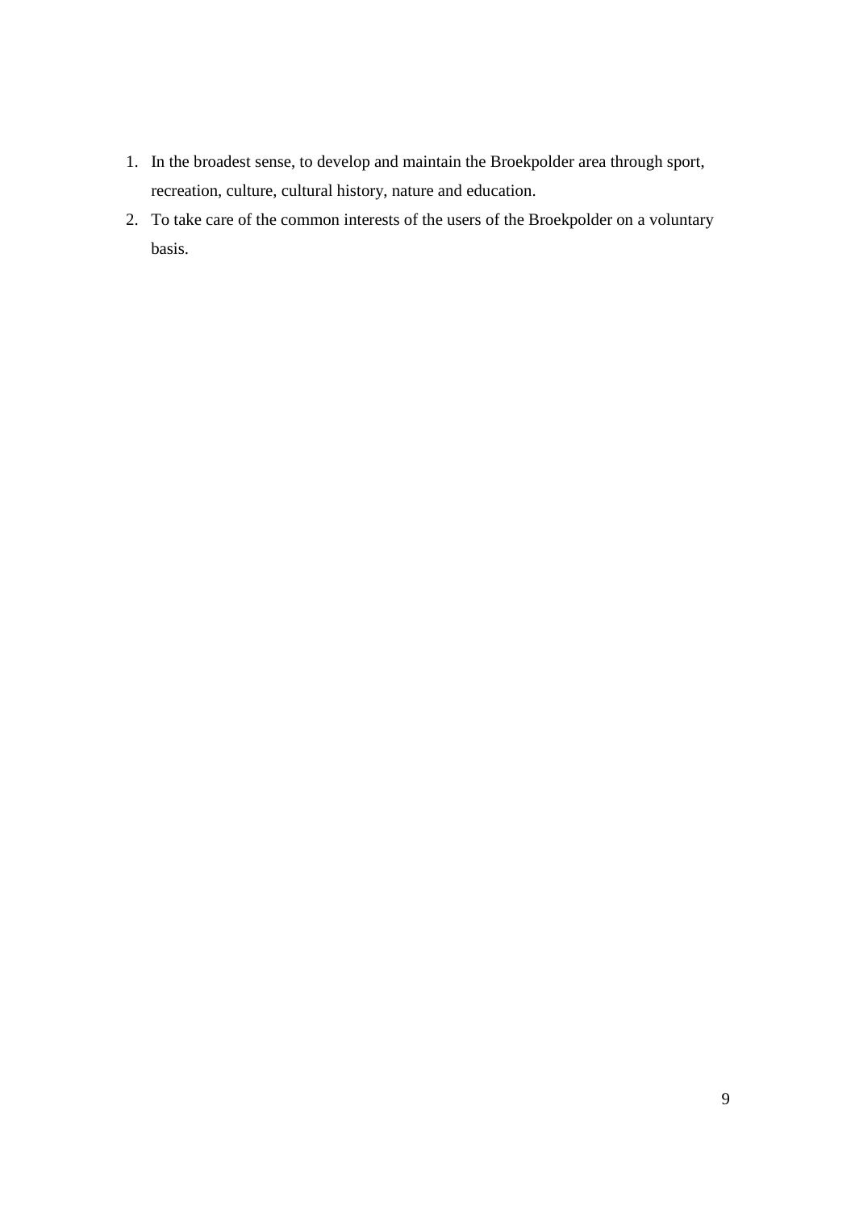1. In the broadest sense, to develop and maintain the Broekpolder area through sport, recreation, culture, cultural history, nature and education.
2. To take care of the common interests of the users of the Broekpolder on a voluntary basis.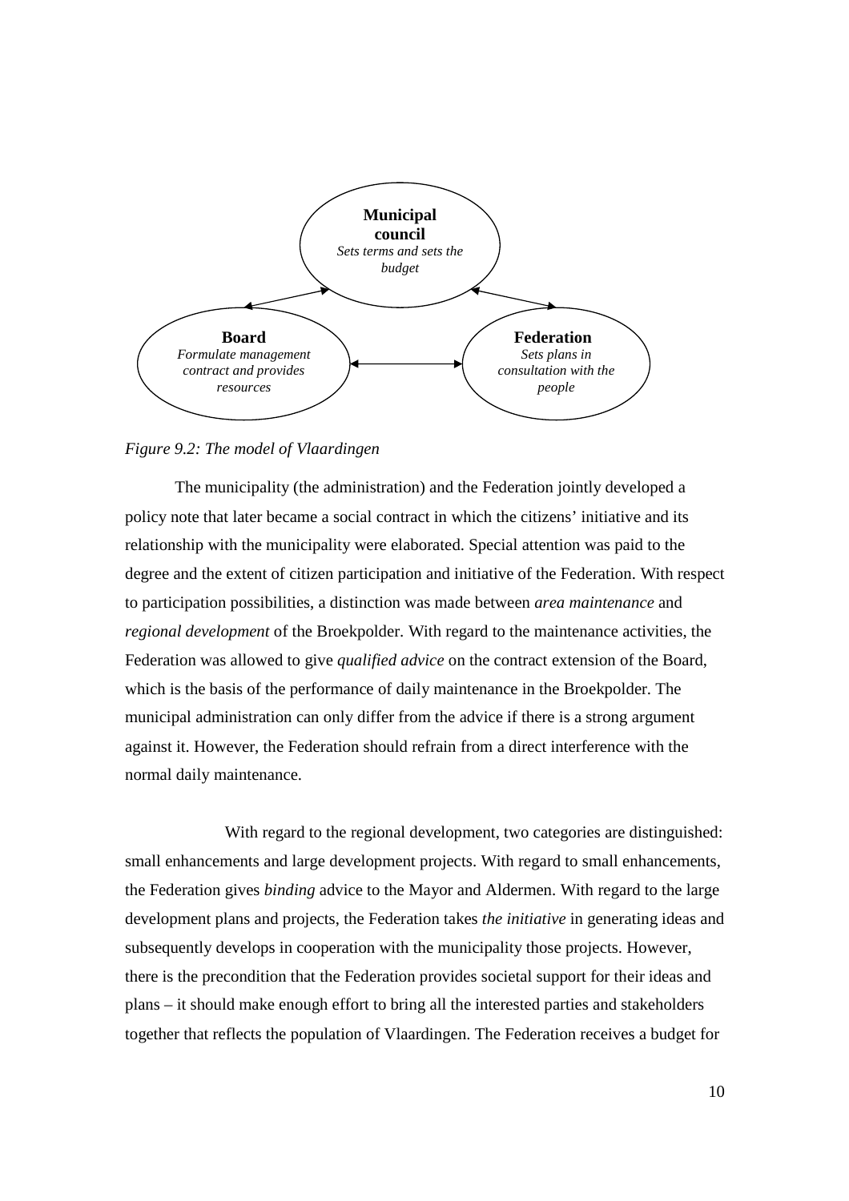**Municipal council**
*Sets terms and sets the budget*

**Board**
*Formulate management contract and provides resources*

**Federation**
*Sets plans in consultation with the people*

*Figure 9.2: The model of Vlaardingen*

The municipality (the administration) and the Federation jointly developed a policy note that later became a social contract in which the citizens' initiative and its relationship with the municipality were elaborated. Special attention was paid to the degree and the extent of citizen participation and initiative of the Federation. With respect to participation possibilities, a distinction was made between *area maintenance* and *regional development* of the Broekpolder. With regard to the maintenance activities, the Federation was allowed to give *qualified advice* on the contract extension of the Board, which is the basis of the performance of daily maintenance in the Broekpolder. The municipal administration can only differ from the advice if there is a strong argument against it. However, the Federation should refrain from a direct interference with the normal daily maintenance.

With regard to the regional development, two categories are distinguished: small enhancements and large development projects. With regard to small enhancements, the Federation gives *binding* advice to the Mayor and Aldermen. With regard to the large development plans and projects, the Federation takes *the initiative* in generating ideas and subsequently develops in cooperation with the municipality those projects. However, there is the precondition that the Federation provides societal support for their ideas and plans – it should make enough effort to bring all the interested parties and stakeholders together that reflects the population of Vlaardingen. The Federation receives a budget for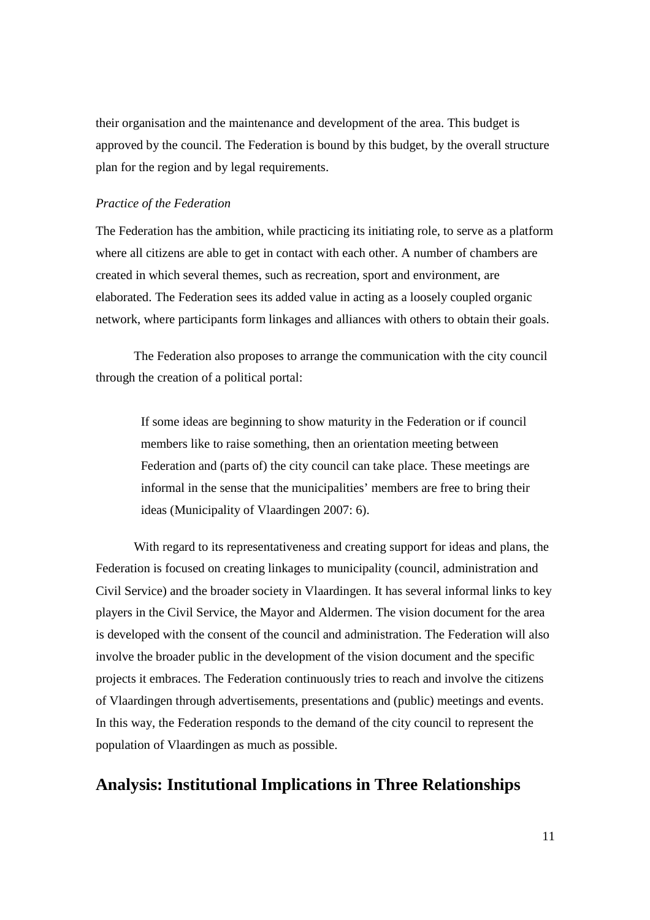their organisation and the maintenance and development of the area. This budget is approved by the council. The Federation is bound by this budget, by the overall structure plan for the region and by legal requirements.

*Practice of the Federation*

The Federation has the ambition, while practicing its initiating role, to serve as a platform where all citizens are able to get in contact with each other. A number of chambers are created in which several themes, such as recreation, sport and environment, are elaborated. The Federation sees its added value in acting as a loosely coupled organic network, where participants form linkages and alliances with others to obtain their goals.

The Federation also proposes to arrange the communication with the city council through the creation of a political portal:

> If some ideas are beginning to show maturity in the Federation or if council members like to raise something, then an orientation meeting between Federation and (parts of) the city council can take place. These meetings are informal in the sense that the municipalities' members are free to bring their ideas (Municipality of Vlaardingen 2007: 6).

With regard to its representativeness and creating support for ideas and plans, the Federation is focused on creating linkages to municipality (council, administration and Civil Service) and the broader society in Vlaardingen. It has several informal links to key players in the Civil Service, the Mayor and Aldermen. The vision document for the area is developed with the consent of the council and administration. The Federation will also involve the broader public in the development of the vision document and the specific projects it embraces. The Federation continuously tries to reach and involve the citizens of Vlaardingen through advertisements, presentations and (public) meetings and events. In this way, the Federation responds to the demand of the city council to represent the population of Vlaardingen as much as possible.

## Analysis: Institutional Implications in Three Relationships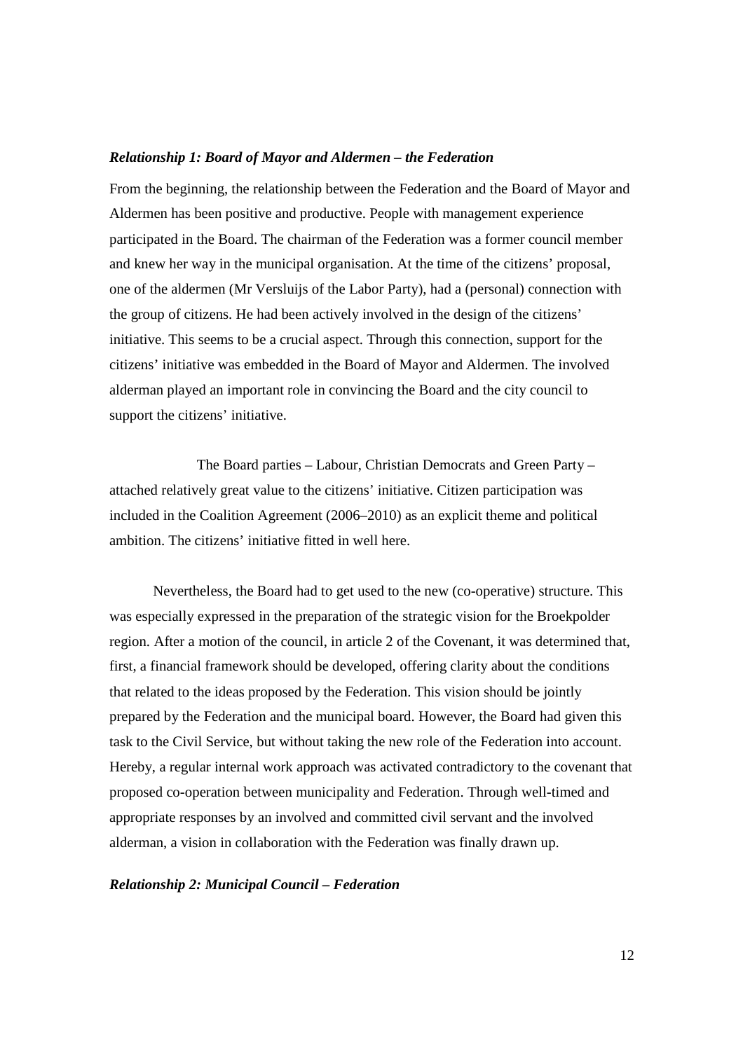***Relationship 1: Board of Mayor and Aldermen – the Federation***

From the beginning, the relationship between the Federation and the Board of Mayor and Aldermen has been positive and productive. People with management experience participated in the Board. The chairman of the Federation was a former council member and knew her way in the municipal organisation. At the time of the citizens' proposal, one of the aldermen (Mr Versluijs of the Labor Party), had a (personal) connection with the group of citizens. He had been actively involved in the design of the citizens' initiative. This seems to be a crucial aspect. Through this connection, support for the citizens' initiative was embedded in the Board of Mayor and Aldermen. The involved alderman played an important role in convincing the Board and the city council to support the citizens' initiative.

The Board parties – Labour, Christian Democrats and Green Party – attached relatively great value to the citizens' initiative. Citizen participation was included in the Coalition Agreement (2006–2010) as an explicit theme and political ambition. The citizens' initiative fitted in well here.

Nevertheless, the Board had to get used to the new (co-operative) structure. This was especially expressed in the preparation of the strategic vision for the Broekpolder region. After a motion of the council, in article 2 of the Covenant, it was determined that, first, a financial framework should be developed, offering clarity about the conditions that related to the ideas proposed by the Federation. This vision should be jointly prepared by the Federation and the municipal board. However, the Board had given this task to the Civil Service, but without taking the new role of the Federation into account. Hereby, a regular internal work approach was activated contradictory to the covenant that proposed co-operation between municipality and Federation. Through well-timed and appropriate responses by an involved and committed civil servant and the involved alderman, a vision in collaboration with the Federation was finally drawn up.

***Relationship 2: Municipal Council – Federation***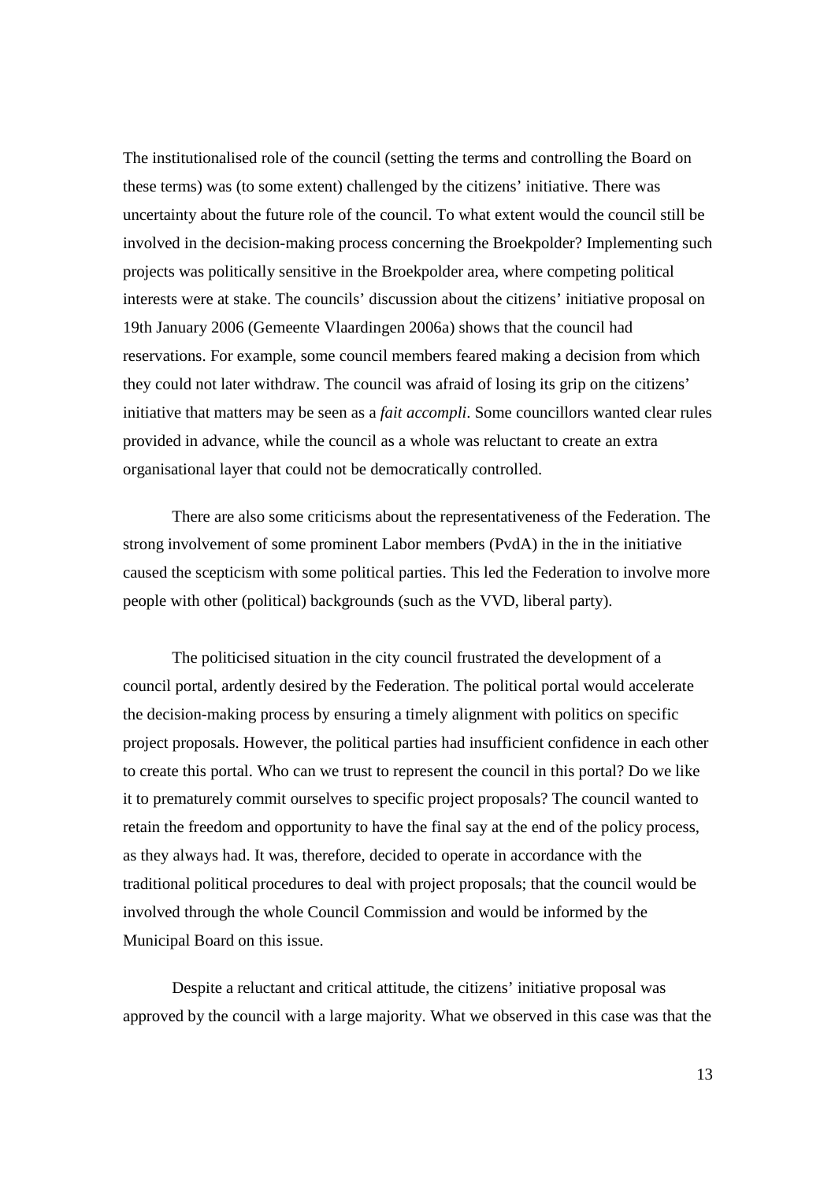The institutionalised role of the council (setting the terms and controlling the Board on these terms) was (to some extent) challenged by the citizens' initiative. There was uncertainty about the future role of the council. To what extent would the council still be involved in the decision-making process concerning the Broekpolder? Implementing such projects was politically sensitive in the Broekpolder area, where competing political interests were at stake. The councils' discussion about the citizens' initiative proposal on 19th January 2006 (Gemeente Vlaardingen 2006a) shows that the council had reservations. For example, some council members feared making a decision from which they could not later withdraw. The council was afraid of losing its grip on the citizens' initiative that matters may be seen as a *fait accompli*. Some councillors wanted clear rules provided in advance, while the council as a whole was reluctant to create an extra organisational layer that could not be democratically controlled.

There are also some criticisms about the representativeness of the Federation. The strong involvement of some prominent Labor members (PvdA) in the in the initiative caused the scepticism with some political parties. This led the Federation to involve more people with other (political) backgrounds (such as the VVD, liberal party).

The politicised situation in the city council frustrated the development of a council portal, ardently desired by the Federation. The political portal would accelerate the decision-making process by ensuring a timely alignment with politics on specific project proposals. However, the political parties had insufficient confidence in each other to create this portal. Who can we trust to represent the council in this portal? Do we like it to prematurely commit ourselves to specific project proposals? The council wanted to retain the freedom and opportunity to have the final say at the end of the policy process, as they always had. It was, therefore, decided to operate in accordance with the traditional political procedures to deal with project proposals; that the council would be involved through the whole Council Commission and would be informed by the Municipal Board on this issue.

Despite a reluctant and critical attitude, the citizens' initiative proposal was approved by the council with a large majority. What we observed in this case was that the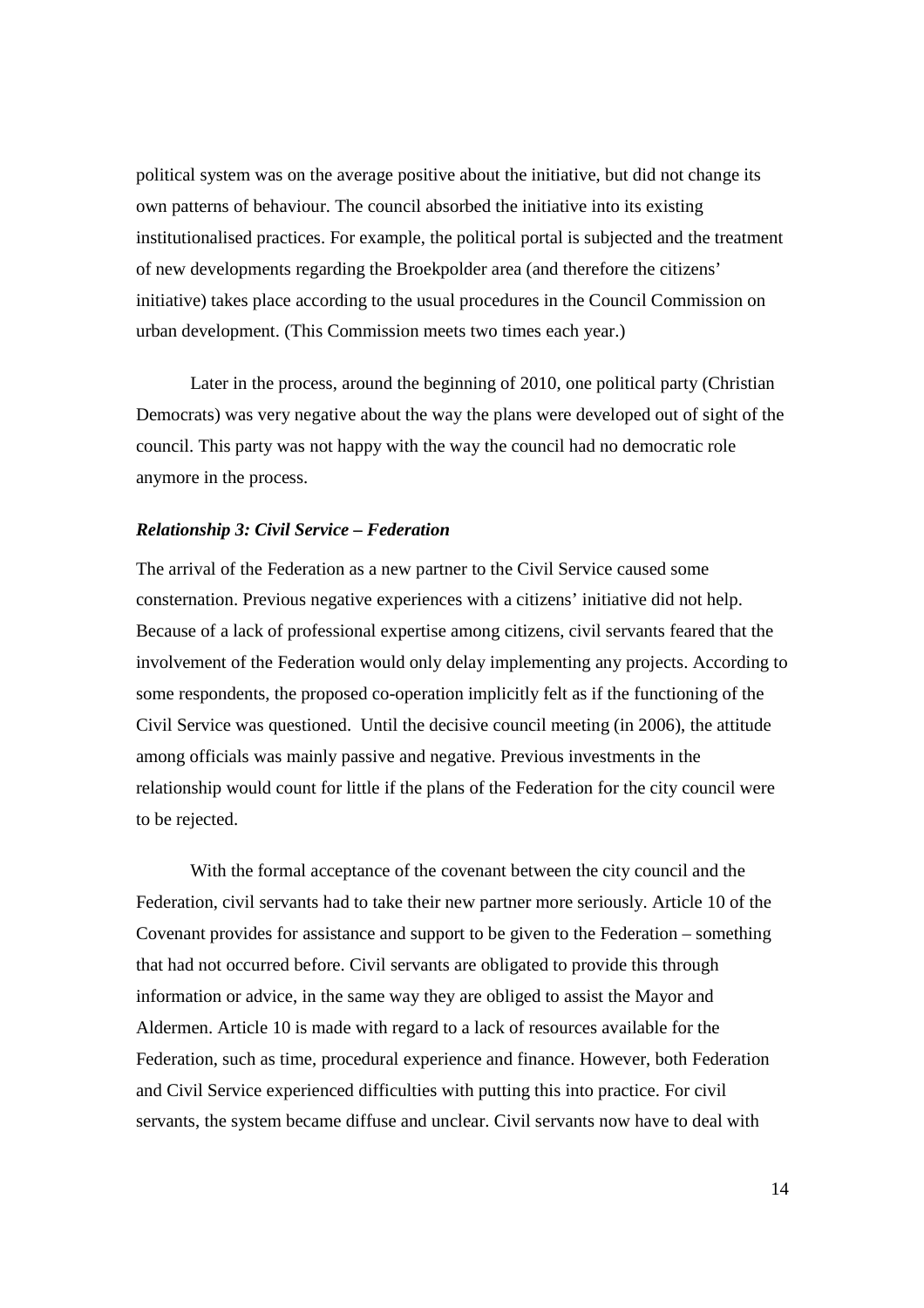political system was on the average positive about the initiative, but did not change its own patterns of behaviour. The council absorbed the initiative into its existing institutionalised practices. For example, the political portal is subjected and the treatment of new developments regarding the Broekpolder area (and therefore the citizens' initiative) takes place according to the usual procedures in the Council Commission on urban development. (This Commission meets two times each year.)

Later in the process, around the beginning of 2010, one political party (Christian Democrats) was very negative about the way the plans were developed out of sight of the council. This party was not happy with the way the council had no democratic role anymore in the process.

### *Relationship 3: Civil Service – Federation*

The arrival of the Federation as a new partner to the Civil Service caused some consternation. Previous negative experiences with a citizens' initiative did not help. Because of a lack of professional expertise among citizens, civil servants feared that the involvement of the Federation would only delay implementing any projects. According to some respondents, the proposed co-operation implicitly felt as if the functioning of the Civil Service was questioned. Until the decisive council meeting (in 2006), the attitude among officials was mainly passive and negative. Previous investments in the relationship would count for little if the plans of the Federation for the city council were to be rejected.

With the formal acceptance of the covenant between the city council and the Federation, civil servants had to take their new partner more seriously. Article 10 of the Covenant provides for assistance and support to be given to the Federation – something that had not occurred before. Civil servants are obligated to provide this through information or advice, in the same way they are obliged to assist the Mayor and Aldermen. Article 10 is made with regard to a lack of resources available for the Federation, such as time, procedural experience and finance. However, both Federation and Civil Service experienced difficulties with putting this into practice. For civil servants, the system became diffuse and unclear. Civil servants now have to deal with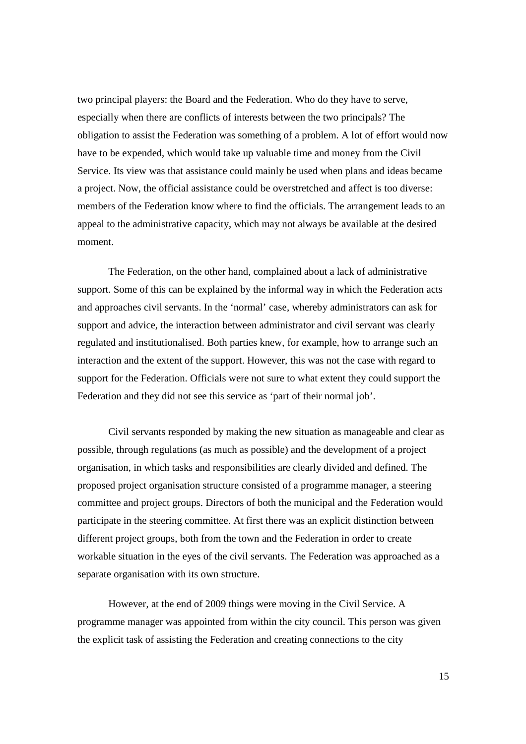two principal players: the Board and the Federation. Who do they have to serve, especially when there are conflicts of interests between the two principals? The obligation to assist the Federation was something of a problem. A lot of effort would now have to be expended, which would take up valuable time and money from the Civil Service. Its view was that assistance could mainly be used when plans and ideas became a project. Now, the official assistance could be overstretched and affect is too diverse: members of the Federation know where to find the officials. The arrangement leads to an appeal to the administrative capacity, which may not always be available at the desired moment.

The Federation, on the other hand, complained about a lack of administrative support. Some of this can be explained by the informal way in which the Federation acts and approaches civil servants. In the 'normal' case, whereby administrators can ask for support and advice, the interaction between administrator and civil servant was clearly regulated and institutionalised. Both parties knew, for example, how to arrange such an interaction and the extent of the support. However, this was not the case with regard to support for the Federation. Officials were not sure to what extent they could support the Federation and they did not see this service as 'part of their normal job'.

Civil servants responded by making the new situation as manageable and clear as possible, through regulations (as much as possible) and the development of a project organisation, in which tasks and responsibilities are clearly divided and defined. The proposed project organisation structure consisted of a programme manager, a steering committee and project groups. Directors of both the municipal and the Federation would participate in the steering committee. At first there was an explicit distinction between different project groups, both from the town and the Federation in order to create workable situation in the eyes of the civil servants. The Federation was approached as a separate organisation with its own structure.

However, at the end of 2009 things were moving in the Civil Service. A programme manager was appointed from within the city council. This person was given the explicit task of assisting the Federation and creating connections to the city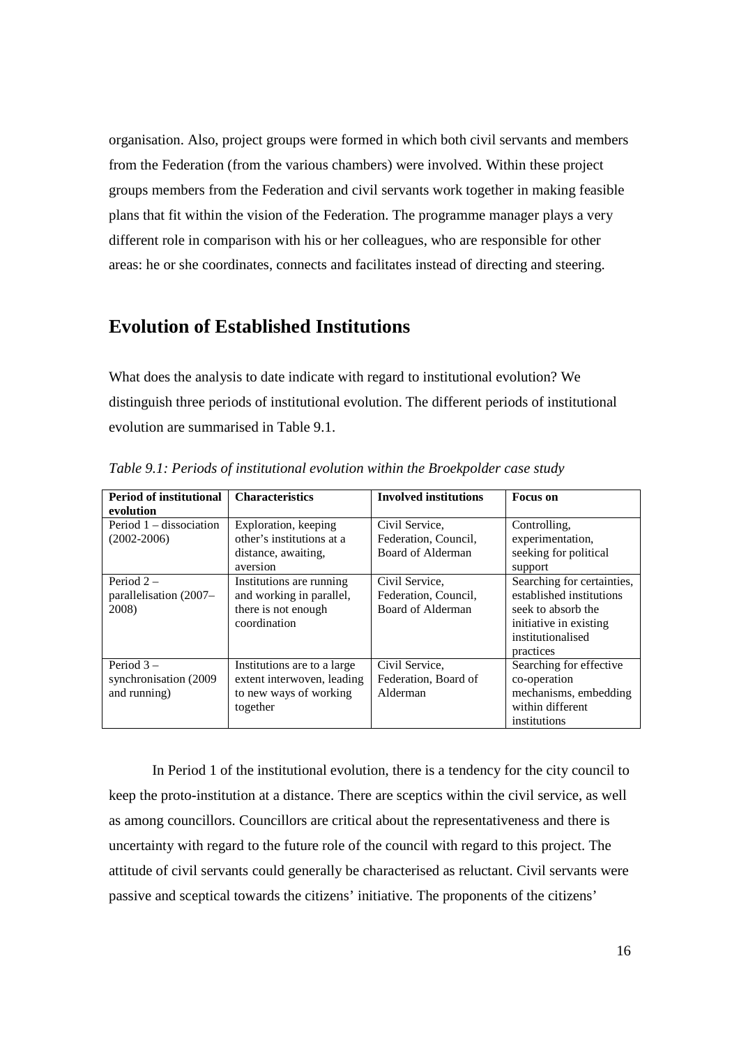organisation. Also, project groups were formed in which both civil servants and members from the Federation (from the various chambers) were involved. Within these project groups members from the Federation and civil servants work together in making feasible plans that fit within the vision of the Federation. The programme manager plays a very different role in comparison with his or her colleagues, who are responsible for other areas: he or she coordinates, connects and facilitates instead of directing and steering.

## Evolution of Established Institutions

What does the analysis to date indicate with regard to institutional evolution? We distinguish three periods of institutional evolution. The different periods of institutional evolution are summarised in Table 9.1.

*Table 9.1: Periods of institutional evolution within the Broekpolder case study*

| Period of institutional evolution | Characteristics | Involved institutions | Focus on |
|---|---|---|---|
| Period 1 – dissociation (2002-2006) | Exploration, keeping other's institutions at a distance, awaiting, aversion | Civil Service, Federation, Council, Board of Alderman | Controlling, experimentation, seeking for political support |
| Period 2 – parallelisation (2007–2008) | Institutions are running and working in parallel, there is not enough coordination | Civil Service, Federation, Council, Board of Alderman | Searching for certainties, established institutions seek to absorb the initiative in existing institutionalised practices |
| Period 3 – synchronisation (2009 and running) | Institutions are to a large extent interwoven, leading to new ways of working together | Civil Service, Federation, Board of Alderman | Searching for effective co-operation mechanisms, embedding within different institutions |

In Period 1 of the institutional evolution, there is a tendency for the city council to keep the proto-institution at a distance. There are sceptics within the civil service, as well as among councillors. Councillors are critical about the representativeness and there is uncertainty with regard to the future role of the council with regard to this project. The attitude of civil servants could generally be characterised as reluctant. Civil servants were passive and sceptical towards the citizens' initiative. The proponents of the citizens'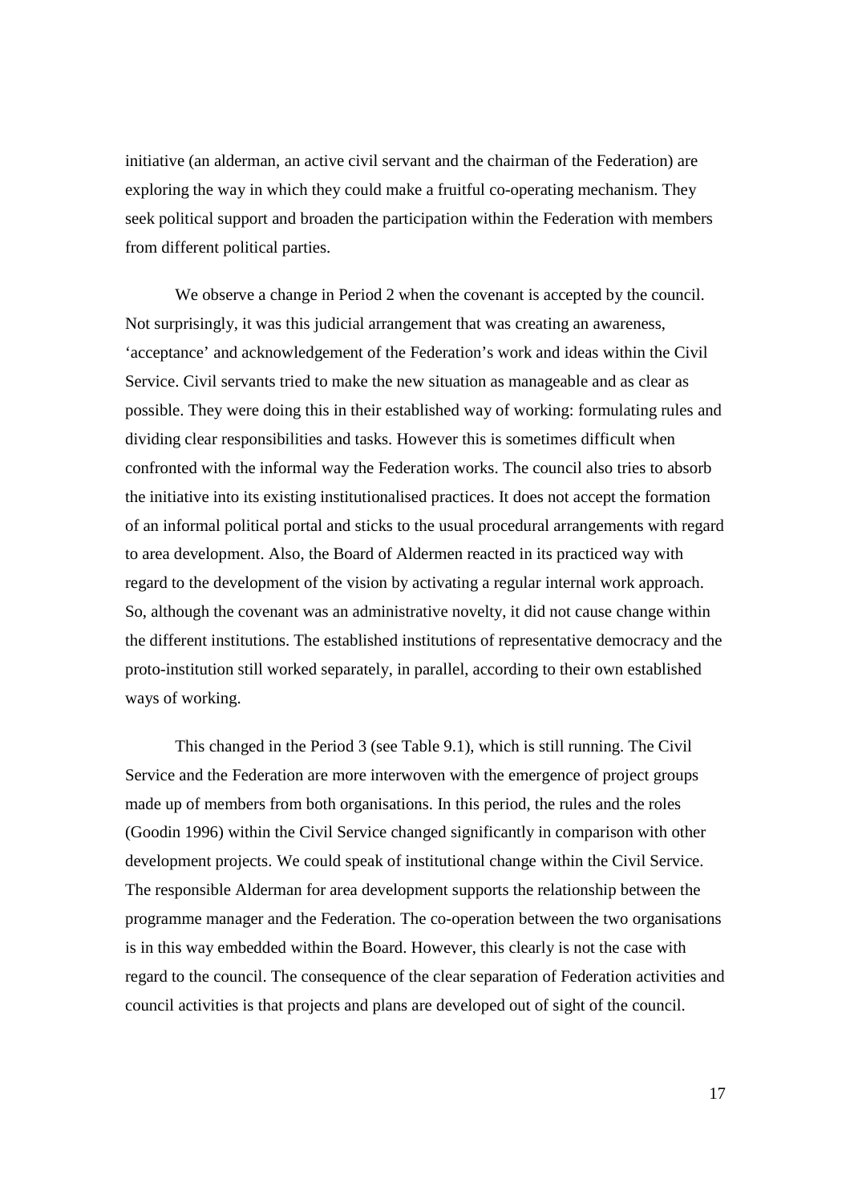initiative (an alderman, an active civil servant and the chairman of the Federation) are exploring the way in which they could make a fruitful co-operating mechanism. They seek political support and broaden the participation within the Federation with members from different political parties.

We observe a change in Period 2 when the covenant is accepted by the council. Not surprisingly, it was this judicial arrangement that was creating an awareness, 'acceptance' and acknowledgement of the Federation's work and ideas within the Civil Service. Civil servants tried to make the new situation as manageable and as clear as possible. They were doing this in their established way of working: formulating rules and dividing clear responsibilities and tasks. However this is sometimes difficult when confronted with the informal way the Federation works. The council also tries to absorb the initiative into its existing institutionalised practices. It does not accept the formation of an informal political portal and sticks to the usual procedural arrangements with regard to area development. Also, the Board of Aldermen reacted in its practiced way with regard to the development of the vision by activating a regular internal work approach. So, although the covenant was an administrative novelty, it did not cause change within the different institutions. The established institutions of representative democracy and the proto-institution still worked separately, in parallel, according to their own established ways of working.

This changed in the Period 3 (see Table 9.1), which is still running. The Civil Service and the Federation are more interwoven with the emergence of project groups made up of members from both organisations. In this period, the rules and the roles (Goodin 1996) within the Civil Service changed significantly in comparison with other development projects. We could speak of institutional change within the Civil Service. The responsible Alderman for area development supports the relationship between the programme manager and the Federation. The co-operation between the two organisations is in this way embedded within the Board. However, this clearly is not the case with regard to the council. The consequence of the clear separation of Federation activities and council activities is that projects and plans are developed out of sight of the council.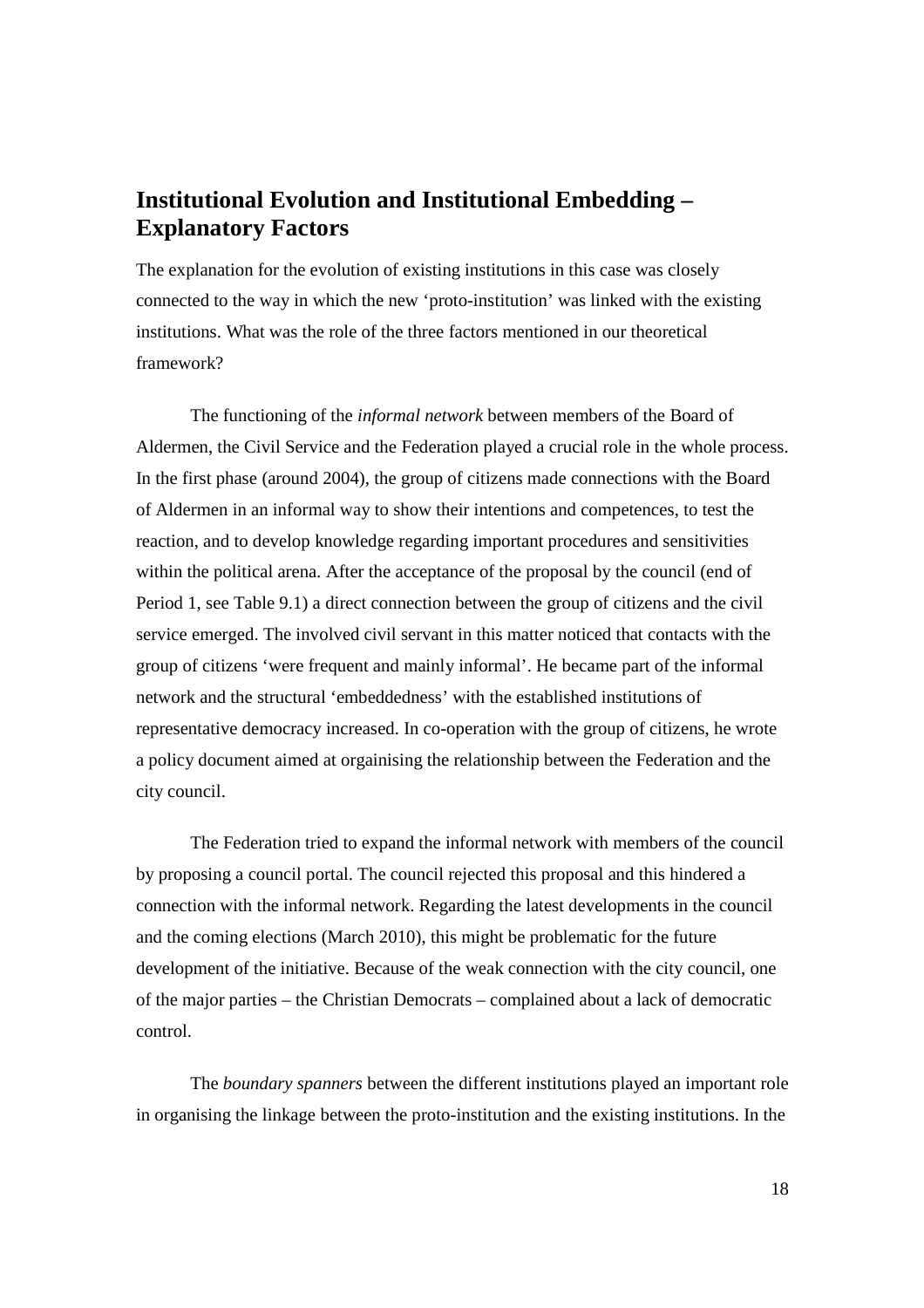## Institutional Evolution and Institutional Embedding – Explanatory Factors

The explanation for the evolution of existing institutions in this case was closely connected to the way in which the new 'proto-institution' was linked with the existing institutions. What was the role of the three factors mentioned in our theoretical framework?

The functioning of the *informal network* between members of the Board of Aldermen, the Civil Service and the Federation played a crucial role in the whole process. In the first phase (around 2004), the group of citizens made connections with the Board of Aldermen in an informal way to show their intentions and competences, to test the reaction, and to develop knowledge regarding important procedures and sensitivities within the political arena. After the acceptance of the proposal by the council (end of Period 1, see Table 9.1) a direct connection between the group of citizens and the civil service emerged. The involved civil servant in this matter noticed that contacts with the group of citizens 'were frequent and mainly informal'. He became part of the informal network and the structural 'embeddedness' with the established institutions of representative democracy increased. In co-operation with the group of citizens, he wrote a policy document aimed at orgainising the relationship between the Federation and the city council.

The Federation tried to expand the informal network with members of the council by proposing a council portal. The council rejected this proposal and this hindered a connection with the informal network. Regarding the latest developments in the council and the coming elections (March 2010), this might be problematic for the future development of the initiative. Because of the weak connection with the city council, one of the major parties – the Christian Democrats – complained about a lack of democratic control.

The *boundary spanners* between the different institutions played an important role in organising the linkage between the proto-institution and the existing institutions. In the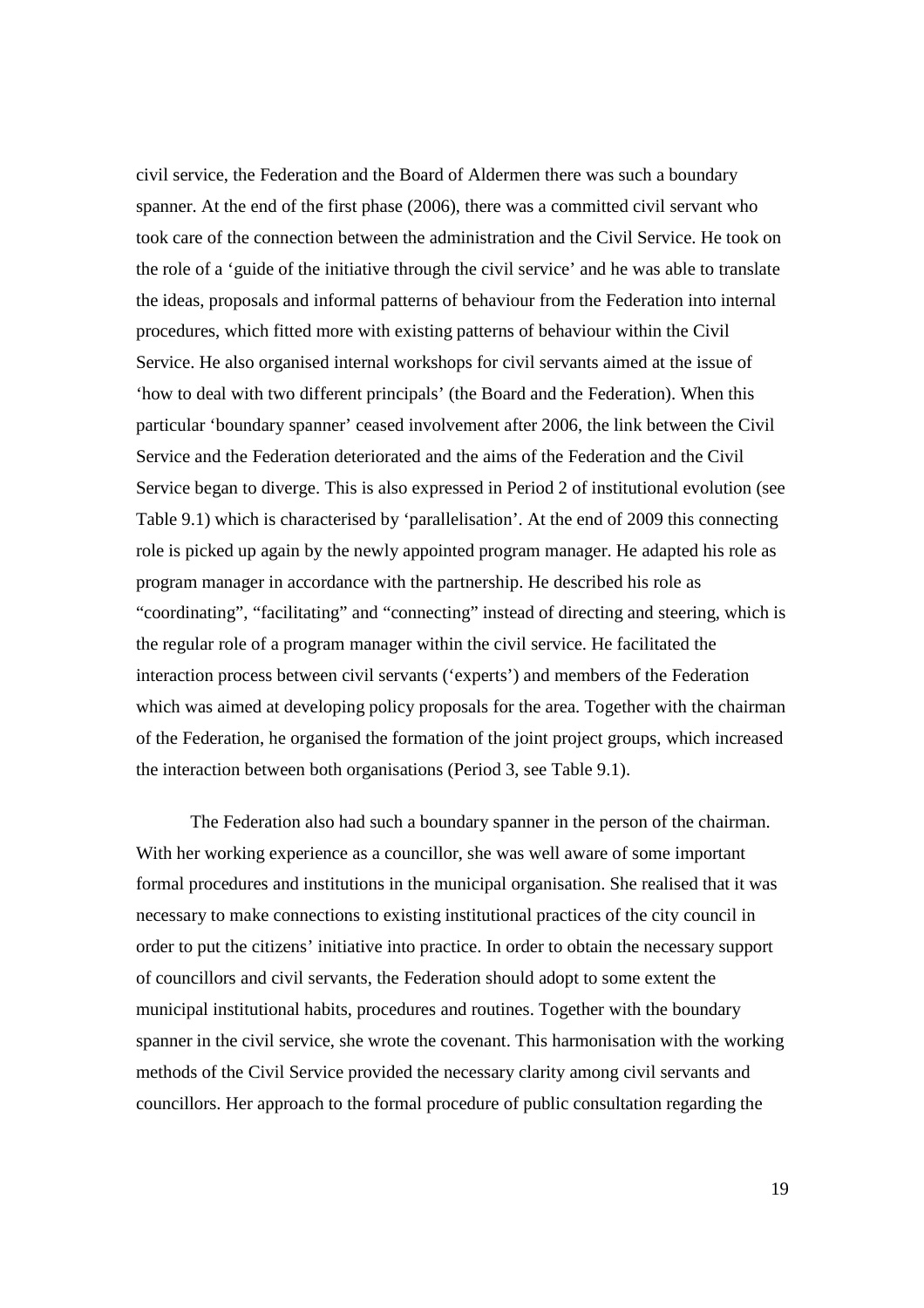civil service, the Federation and the Board of Aldermen there was such a boundary spanner. At the end of the first phase (2006), there was a committed civil servant who took care of the connection between the administration and the Civil Service. He took on the role of a 'guide of the initiative through the civil service' and he was able to translate the ideas, proposals and informal patterns of behaviour from the Federation into internal procedures, which fitted more with existing patterns of behaviour within the Civil Service. He also organised internal workshops for civil servants aimed at the issue of 'how to deal with two different principals' (the Board and the Federation). When this particular 'boundary spanner' ceased involvement after 2006, the link between the Civil Service and the Federation deteriorated and the aims of the Federation and the Civil Service began to diverge. This is also expressed in Period 2 of institutional evolution (see Table 9.1) which is characterised by 'parallelisation'. At the end of 2009 this connecting role is picked up again by the newly appointed program manager. He adapted his role as program manager in accordance with the partnership. He described his role as "coordinating", "facilitating" and "connecting" instead of directing and steering, which is the regular role of a program manager within the civil service. He facilitated the interaction process between civil servants ('experts') and members of the Federation which was aimed at developing policy proposals for the area. Together with the chairman of the Federation, he organised the formation of the joint project groups, which increased the interaction between both organisations (Period 3, see Table 9.1).

The Federation also had such a boundary spanner in the person of the chairman. With her working experience as a councillor, she was well aware of some important formal procedures and institutions in the municipal organisation. She realised that it was necessary to make connections to existing institutional practices of the city council in order to put the citizens' initiative into practice. In order to obtain the necessary support of councillors and civil servants, the Federation should adopt to some extent the municipal institutional habits, procedures and routines. Together with the boundary spanner in the civil service, she wrote the covenant. This harmonisation with the working methods of the Civil Service provided the necessary clarity among civil servants and councillors. Her approach to the formal procedure of public consultation regarding the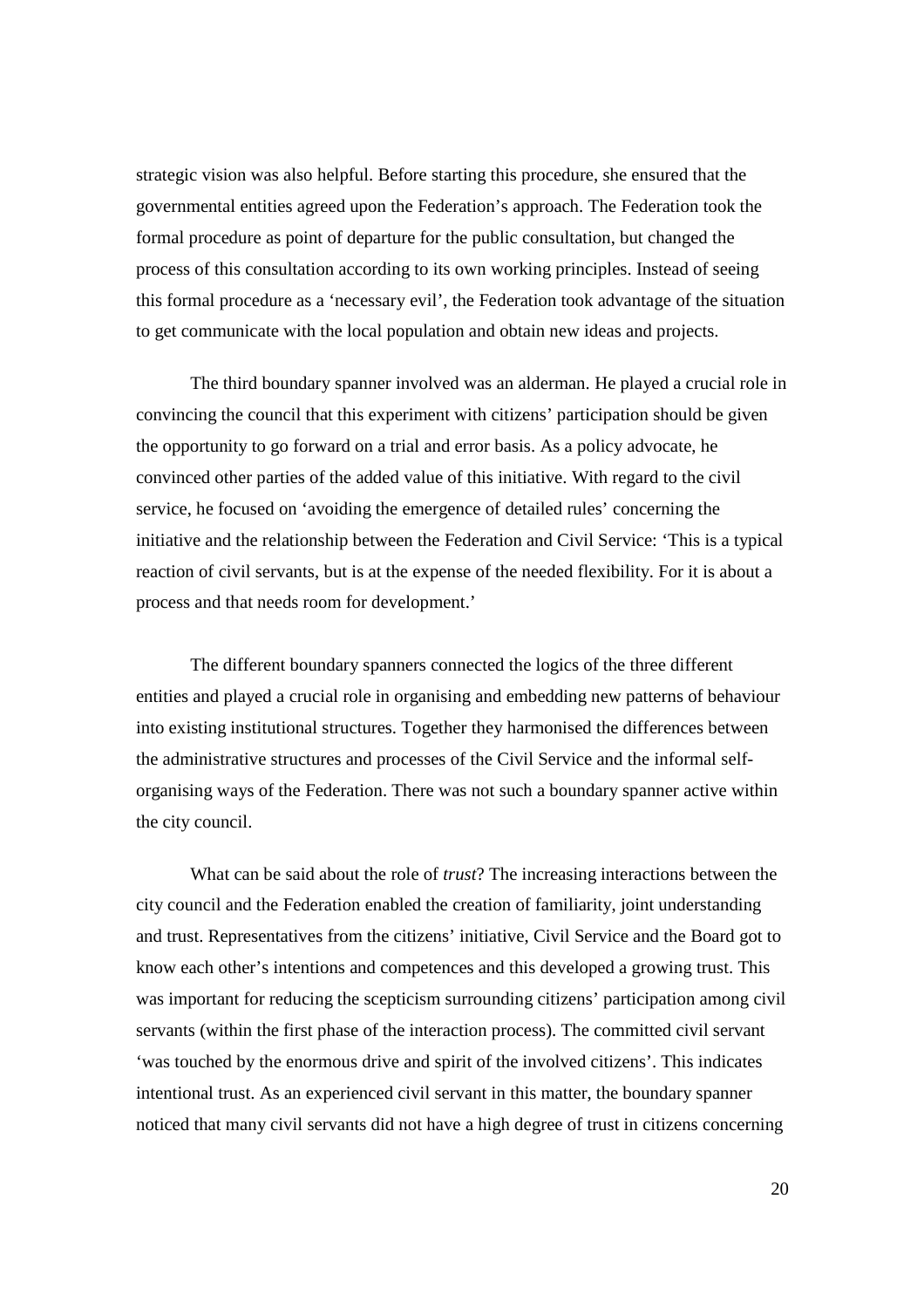strategic vision was also helpful. Before starting this procedure, she ensured that the governmental entities agreed upon the Federation's approach. The Federation took the formal procedure as point of departure for the public consultation, but changed the process of this consultation according to its own working principles. Instead of seeing this formal procedure as a 'necessary evil', the Federation took advantage of the situation to get communicate with the local population and obtain new ideas and projects.

The third boundary spanner involved was an alderman. He played a crucial role in convincing the council that this experiment with citizens' participation should be given the opportunity to go forward on a trial and error basis. As a policy advocate, he convinced other parties of the added value of this initiative. With regard to the civil service, he focused on 'avoiding the emergence of detailed rules' concerning the initiative and the relationship between the Federation and Civil Service: 'This is a typical reaction of civil servants, but is at the expense of the needed flexibility. For it is about a process and that needs room for development.'

The different boundary spanners connected the logics of the three different entities and played a crucial role in organising and embedding new patterns of behaviour into existing institutional structures. Together they harmonised the differences between the administrative structures and processes of the Civil Service and the informal self-organising ways of the Federation. There was not such a boundary spanner active within the city council.

What can be said about the role of *trust*? The increasing interactions between the city council and the Federation enabled the creation of familiarity, joint understanding and trust. Representatives from the citizens' initiative, Civil Service and the Board got to know each other's intentions and competences and this developed a growing trust. This was important for reducing the scepticism surrounding citizens' participation among civil servants (within the first phase of the interaction process). The committed civil servant 'was touched by the enormous drive and spirit of the involved citizens'. This indicates intentional trust. As an experienced civil servant in this matter, the boundary spanner noticed that many civil servants did not have a high degree of trust in citizens concerning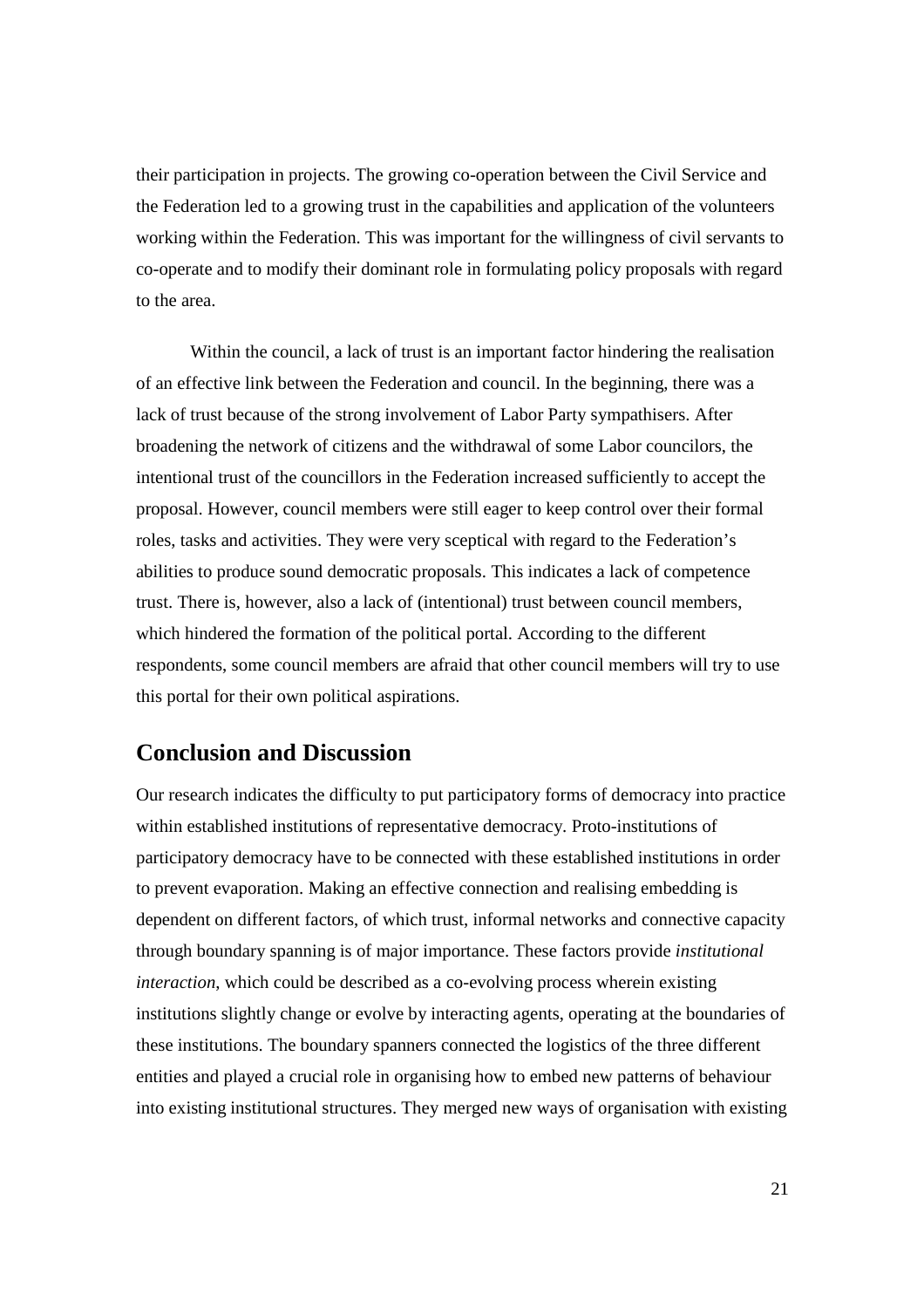their participation in projects. The growing co-operation between the Civil Service and the Federation led to a growing trust in the capabilities and application of the volunteers working within the Federation. This was important for the willingness of civil servants to co-operate and to modify their dominant role in formulating policy proposals with regard to the area.

Within the council, a lack of trust is an important factor hindering the realisation of an effective link between the Federation and council. In the beginning, there was a lack of trust because of the strong involvement of Labor Party sympathisers. After broadening the network of citizens and the withdrawal of some Labor councilors, the intentional trust of the councillors in the Federation increased sufficiently to accept the proposal. However, council members were still eager to keep control over their formal roles, tasks and activities. They were very sceptical with regard to the Federation's abilities to produce sound democratic proposals. This indicates a lack of competence trust. There is, however, also a lack of (intentional) trust between council members, which hindered the formation of the political portal. According to the different respondents, some council members are afraid that other council members will try to use this portal for their own political aspirations.

## Conclusion and Discussion

Our research indicates the difficulty to put participatory forms of democracy into practice within established institutions of representative democracy. Proto-institutions of participatory democracy have to be connected with these established institutions in order to prevent evaporation. Making an effective connection and realising embedding is dependent on different factors, of which trust, informal networks and connective capacity through boundary spanning is of major importance. These factors provide *institutional interaction*, which could be described as a co-evolving process wherein existing institutions slightly change or evolve by interacting agents, operating at the boundaries of these institutions. The boundary spanners connected the logistics of the three different entities and played a crucial role in organising how to embed new patterns of behaviour into existing institutional structures. They merged new ways of organisation with existing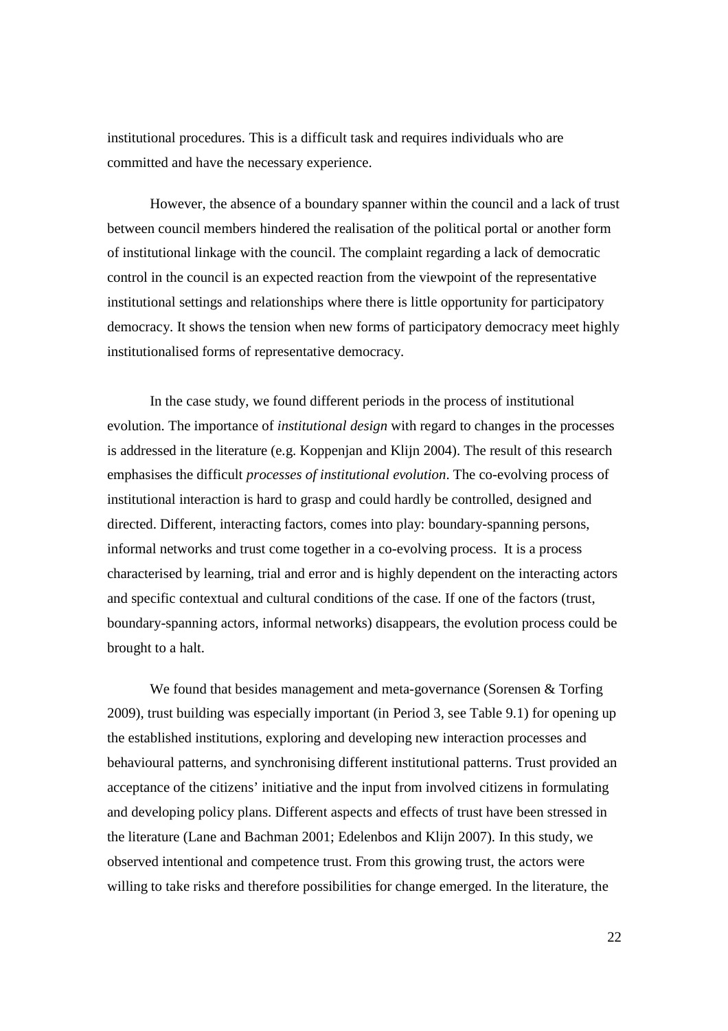institutional procedures. This is a difficult task and requires individuals who are committed and have the necessary experience.

However, the absence of a boundary spanner within the council and a lack of trust between council members hindered the realisation of the political portal or another form of institutional linkage with the council. The complaint regarding a lack of democratic control in the council is an expected reaction from the viewpoint of the representative institutional settings and relationships where there is little opportunity for participatory democracy. It shows the tension when new forms of participatory democracy meet highly institutionalised forms of representative democracy.

In the case study, we found different periods in the process of institutional evolution. The importance of *institutional design* with regard to changes in the processes is addressed in the literature (e.g. Koppenjan and Klijn 2004). The result of this research emphasises the difficult *processes of institutional evolution*. The co-evolving process of institutional interaction is hard to grasp and could hardly be controlled, designed and directed. Different, interacting factors, comes into play: boundary-spanning persons, informal networks and trust come together in a co-evolving process. It is a process characterised by learning, trial and error and is highly dependent on the interacting actors and specific contextual and cultural conditions of the case. If one of the factors (trust, boundary-spanning actors, informal networks) disappears, the evolution process could be brought to a halt.

We found that besides management and meta-governance (Sorensen & Torfing 2009), trust building was especially important (in Period 3, see Table 9.1) for opening up the established institutions, exploring and developing new interaction processes and behavioural patterns, and synchronising different institutional patterns. Trust provided an acceptance of the citizens' initiative and the input from involved citizens in formulating and developing policy plans. Different aspects and effects of trust have been stressed in the literature (Lane and Bachman 2001; Edelenbos and Klijn 2007). In this study, we observed intentional and competence trust. From this growing trust, the actors were willing to take risks and therefore possibilities for change emerged. In the literature, the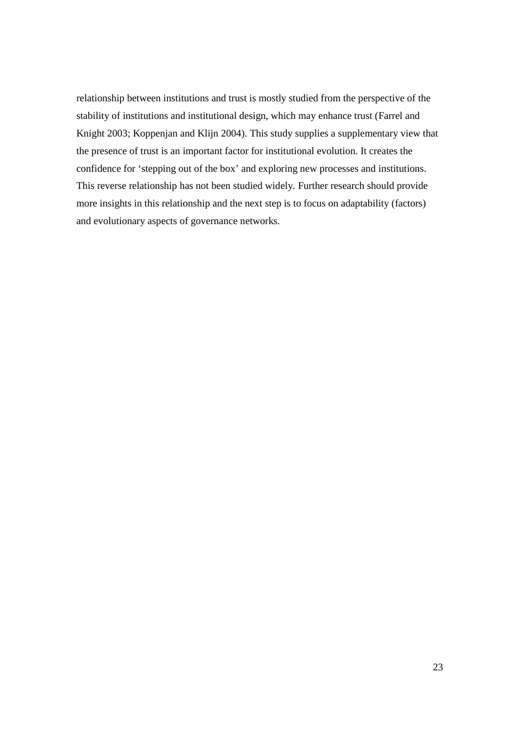relationship between institutions and trust is mostly studied from the perspective of the stability of institutions and institutional design, which may enhance trust (Farrel and Knight 2003; Koppenjan and Klijn 2004). This study supplies a supplementary view that the presence of trust is an important factor for institutional evolution. It creates the confidence for 'stepping out of the box' and exploring new processes and institutions. This reverse relationship has not been studied widely. Further research should provide more insights in this relationship and the next step is to focus on adaptability (factors) and evolutionary aspects of governance networks.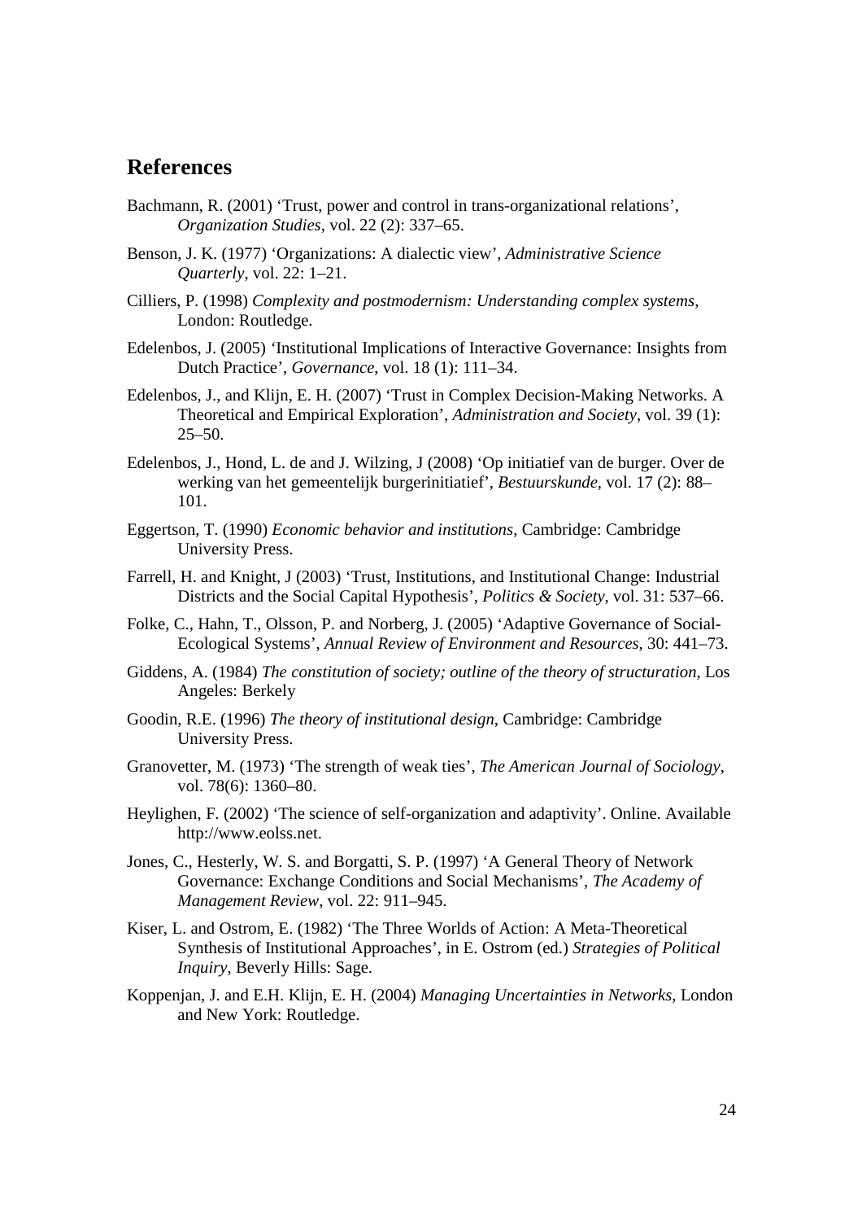## References

Bachmann, R. (2001) 'Trust, power and control in trans-organizational relations', *Organization Studies*, vol. 22 (2): 337–65.

Benson, J. K. (1977) 'Organizations: A dialectic view', *Administrative Science Quarterly*, vol. 22: 1–21.

Cilliers, P. (1998) *Complexity and postmodernism: Understanding complex systems*, London: Routledge.

Edelenbos, J. (2005) 'Institutional Implications of Interactive Governance: Insights from Dutch Practice', *Governance*, vol. 18 (1): 111–34.

Edelenbos, J., and Klijn, E. H. (2007) 'Trust in Complex Decision-Making Networks. A Theoretical and Empirical Exploration', *Administration and Society*, vol. 39 (1): 25–50.

Edelenbos, J., Hond, L. de and J. Wilzing, J (2008) 'Op initiatief van de burger. Over de werking van het gemeentelijk burgerinitiatief', *Bestuurskunde*, vol. 17 (2): 88–101.

Eggertson, T. (1990) *Economic behavior and institutions*, Cambridge: Cambridge University Press.

Farrell, H. and Knight, J (2003) 'Trust, Institutions, and Institutional Change: Industrial Districts and the Social Capital Hypothesis', *Politics & Society*, vol. 31: 537–66.

Folke, C., Hahn, T., Olsson, P. and Norberg, J. (2005) 'Adaptive Governance of Social-Ecological Systems', *Annual Review of Environment and Resources*, 30: 441–73.

Giddens, A. (1984) *The constitution of society; outline of the theory of structuration*, Los Angeles: Berkely

Goodin, R.E. (1996) *The theory of institutional design*, Cambridge: Cambridge University Press.

Granovetter, M. (1973) 'The strength of weak ties', *The American Journal of Sociology*, vol. 78(6): 1360–80.

Heylighen, F. (2002) 'The science of self-organization and adaptivity'. Online. Available http://www.eolss.net.

Jones, C., Hesterly, W. S. and Borgatti, S. P. (1997) 'A General Theory of Network Governance: Exchange Conditions and Social Mechanisms', *The Academy of Management Review*, vol. 22: 911–945.

Kiser, L. and Ostrom, E. (1982) 'The Three Worlds of Action: A Meta-Theoretical Synthesis of Institutional Approaches', in E. Ostrom (ed.) *Strategies of Political Inquiry*, Beverly Hills: Sage.

Koppenjan, J. and E.H. Klijn, E. H. (2004) *Managing Uncertainties in Networks*, London and New York: Routledge.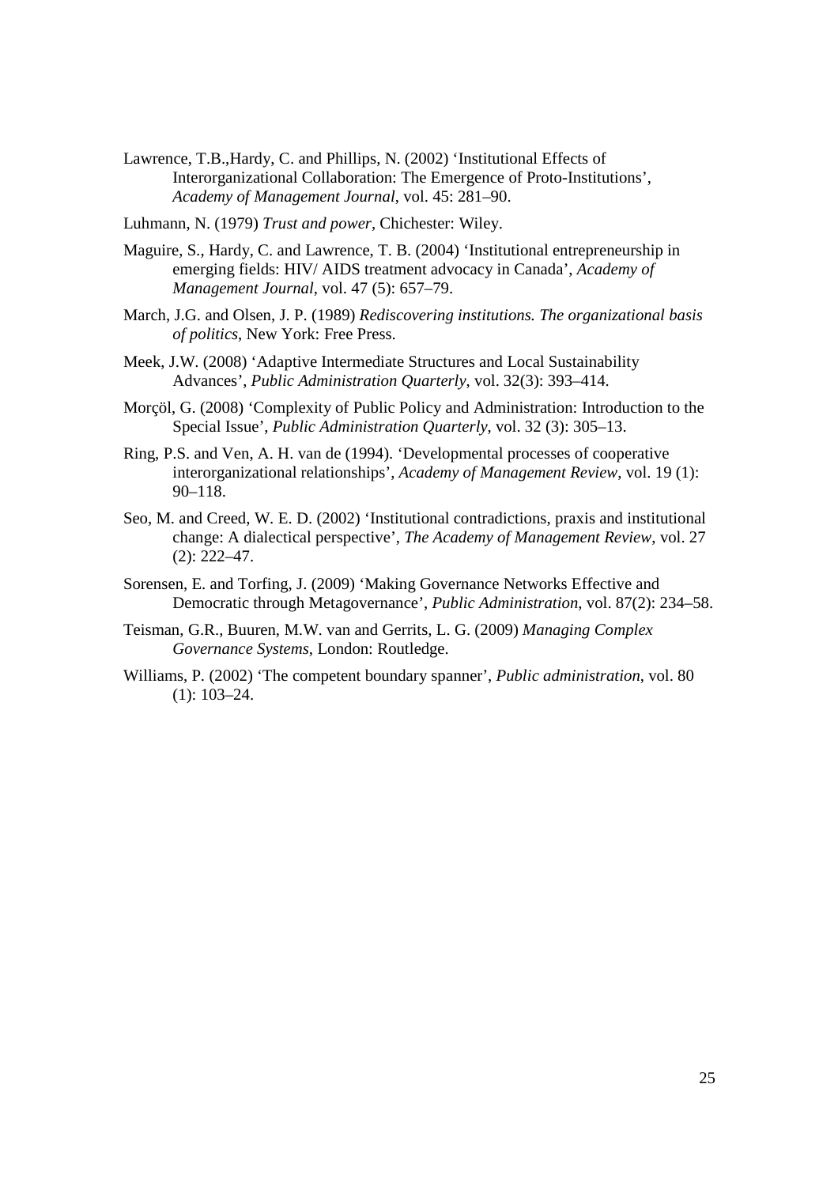Lawrence, T.B.,Hardy, C. and Phillips, N. (2002) 'Institutional Effects of Interorganizational Collaboration: The Emergence of Proto-Institutions', *Academy of Management Journal*, vol. 45: 281–90.

Luhmann, N. (1979) *Trust and power*, Chichester: Wiley.

Maguire, S., Hardy, C. and Lawrence, T. B. (2004) 'Institutional entrepreneurship in emerging fields: HIV/ AIDS treatment advocacy in Canada', *Academy of Management Journal*, vol. 47 (5): 657–79.

March, J.G. and Olsen, J. P. (1989) *Rediscovering institutions. The organizational basis of politics*, New York: Free Press.

Meek, J.W. (2008) 'Adaptive Intermediate Structures and Local Sustainability Advances', *Public Administration Quarterly*, vol. 32(3): 393–414.

Morçöl, G. (2008) 'Complexity of Public Policy and Administration: Introduction to the Special Issue', *Public Administration Quarterly*, vol. 32 (3): 305–13.

Ring, P.S. and Ven, A. H. van de (1994). 'Developmental processes of cooperative interorganizational relationships', *Academy of Management Review*, vol. 19 (1): 90–118.

Seo, M. and Creed, W. E. D. (2002) 'Institutional contradictions, praxis and institutional change: A dialectical perspective', *The Academy of Management Review*, vol. 27 (2): 222–47.

Sorensen, E. and Torfing, J. (2009) 'Making Governance Networks Effective and Democratic through Metagovernance', *Public Administration*, vol. 87(2): 234–58.

Teisman, G.R., Buuren, M.W. van and Gerrits, L. G. (2009) *Managing Complex Governance Systems*, London: Routledge.

Williams, P. (2002) 'The competent boundary spanner', *Public administration*, vol. 80 (1): 103–24.